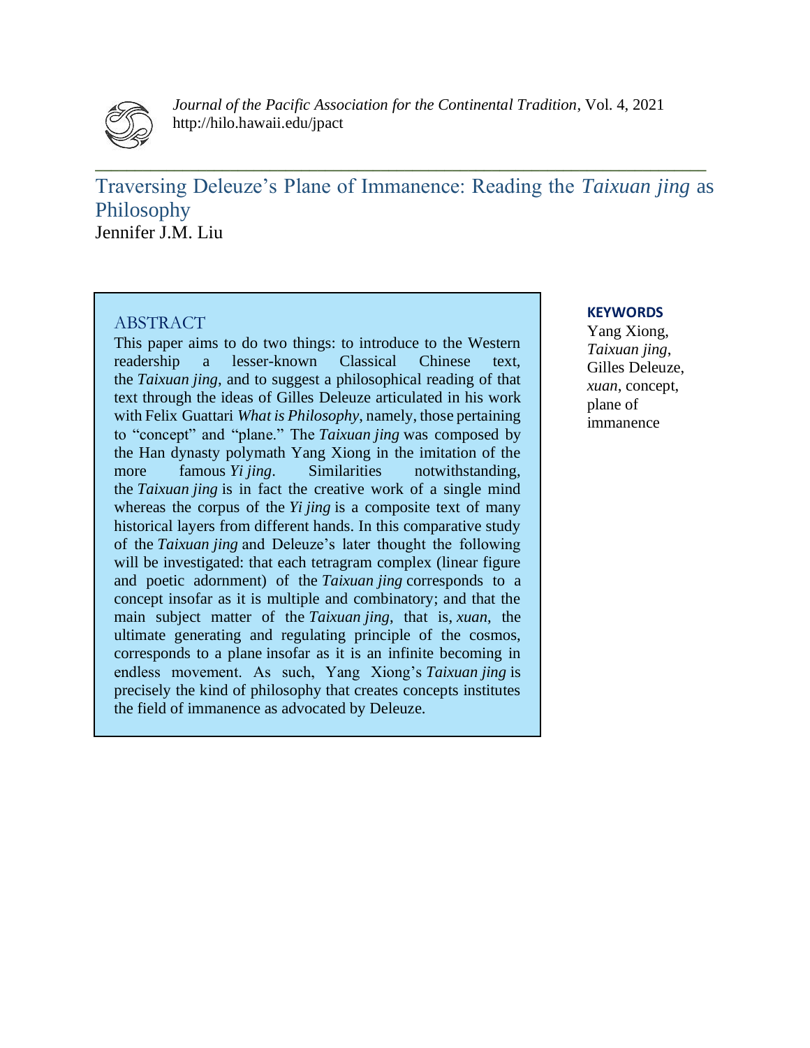# Traversing Deleuze's Plane of Immanence: Reading the *Taixuan jing* as Philosophy

Jennifer J.M. Liu

## ABSTRACT

This paper aims to do two things: to introduce to the Western readership a lesser-known Classical Chinese text, the *Taixuan jing*, and to suggest a philosophical reading of that text through the ideas of Gilles Deleuze articulated in his work with Felix Guattari *What is Philosophy*, namely, those pertaining to "concept" and "plane." The *Taixuan jing* was composed by the Han dynasty polymath Yang Xiong in the imitation of the more famous *Yi jing*. Similarities notwithstanding, the *Taixuan jing* is in fact the creative work of a single mind whereas the corpus of the *Yi jing* is a composite text of many historical layers from different hands. In this comparative study of the *Taixuan jing* and Deleuze's later thought the following will be investigated: that each tetragram complex (linear figure and poetic adornment) of the *Taixuan jing* corresponds to a concept insofar as it is multiple and combinatory; and that the main subject matter of the *Taixuan jing*, that is, *xuan*, the ultimate generating and regulating principle of the cosmos, corresponds to a plane insofar as it is an infinite becoming in endless movement. As such, Yang Xiong's *Taixuan jing* is precisely the kind of philosophy that creates concepts institutes the field of immanence as advocated by Deleuze.

**KEYWORDS**

Yang Xiong, *Taixuan jing*, Gilles Deleuze, *xuan*, concept, plane of immanence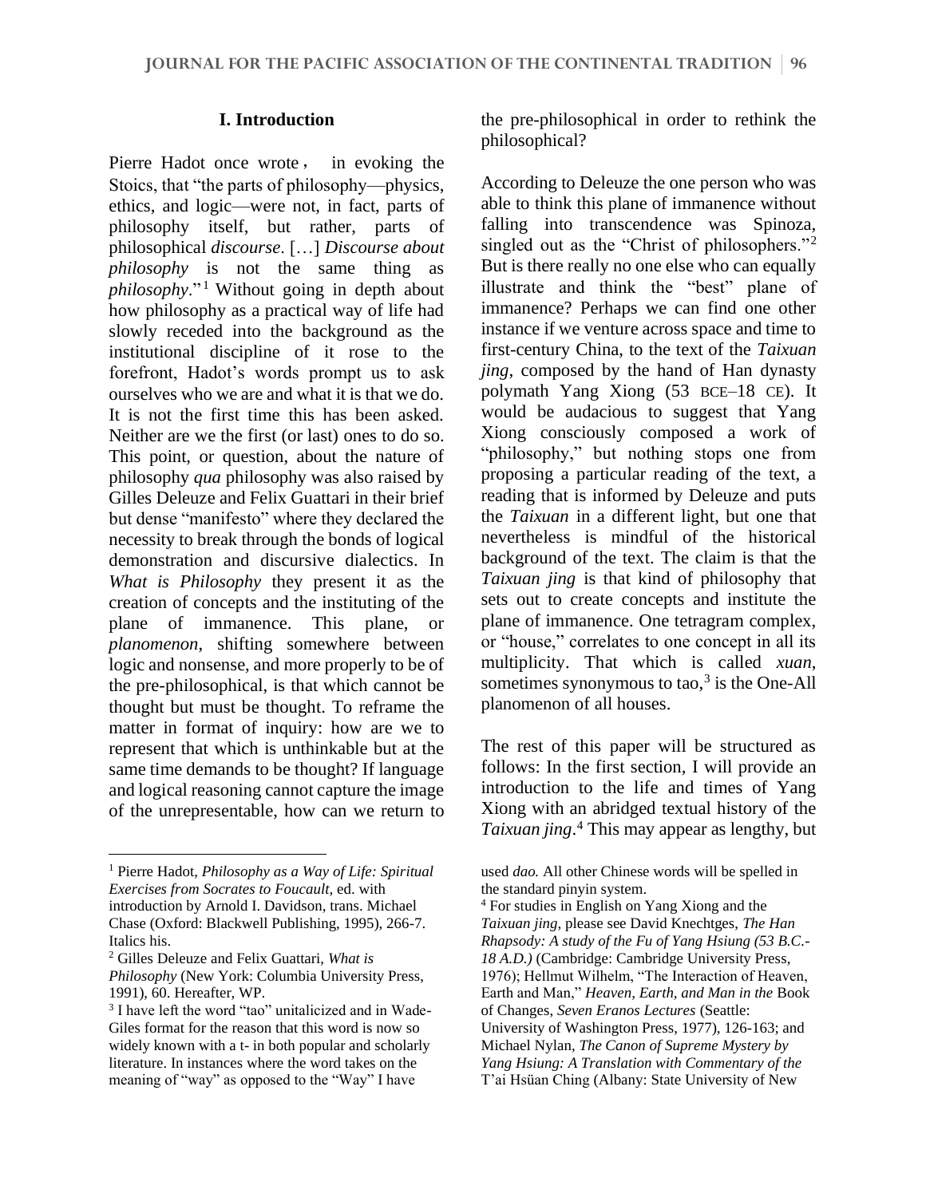## I. Introduction

Pierre Hadot once wrote, in evoking the Stoics, that "the parts of philosophy—physics, ethics, and logic—were not, in fact, parts of philosophy itself, but rather, parts of philosophical *discourse*. […] *Discourse about philosophy* is not the same thing as *philosophy*."[1] Without going in depth about how philosophy as a practical way of life had slowly receded into the background as the institutional discipline of it rose to the forefront, Hadot's words prompt us to ask ourselves who we are and what it is that we do. It is not the first time this has been asked. Neither are we the first (or last) ones to do so. This point, or question, about the nature of philosophy *qua* philosophy was also raised by Gilles Deleuze and Felix Guattari in their brief but dense "manifesto" where they declared the necessity to break through the bonds of logical demonstration and discursive dialectics. In *What is Philosophy* they present it as the creation of concepts and the instituting of the plane of immanence. This plane, or *planomenon*, shifting somewhere between logic and nonsense, and more properly to be of the pre-philosophical, is that which cannot be thought but must be thought. To reframe the matter in format of inquiry: how are we to represent that which is unthinkable but at the same time demands to be thought? If language and logical reasoning cannot capture the image of the unrepresentable, how can we return to the pre-philosophical in order to rethink the philosophical?

According to Deleuze the one person who was able to think this plane of immanence without falling into transcendence was Spinoza, singled out as the "Christ of philosophers."[2] But is there really no one else who can equally illustrate and think the "best" plane of immanence? Perhaps we can find one other instance if we venture across space and time to first-century China, to the text of the *Taixuan jing*, composed by the hand of Han dynasty polymath Yang Xiong (53 BCE–18 CE). It would be audacious to suggest that Yang Xiong consciously composed a work of "philosophy," but nothing stops one from proposing a particular reading of the text, a reading that is informed by Deleuze and puts the *Taixuan* in a different light, but one that nevertheless is mindful of the historical background of the text. The claim is that the *Taixuan jing* is that kind of philosophy that sets out to create concepts and institute the plane of immanence. One tetragram complex, or "house," correlates to one concept in all its multiplicity. That which is called *xuan*, sometimes synonymous to tao,[3] is the One-All planomenon of all houses.

The rest of this paper will be structured as follows: In the first section, I will provide an introduction to the life and times of Yang Xiong with an abridged textual history of the *Taixuan jing*.[4] This may appear as lengthy, but

---

[1] Pierre Hadot, *Philosophy as a Way of Life: Spiritual Exercises from Socrates to Foucault*, ed. with introduction by Arnold I. Davidson, trans. Michael Chase (Oxford: Blackwell Publishing, 1995), 266-7. Italics his.

[2] Gilles Deleuze and Felix Guattari, *What is Philosophy* (New York: Columbia University Press, 1991), 60. Hereafter, WP.

[3] I have left the word "tao" unitalicized and in Wade-Giles format for the reason that this word is now so widely known with a t- in both popular and scholarly literature. In instances where the word takes on the meaning of "way" as opposed to the "Way" I have used *dao.* All other Chinese words will be spelled in the standard pinyin system.

[4] For studies in English on Yang Xiong and the *Taixuan jing*, please see David Knechtges, *The Han Rhapsody: A study of the Fu of Yang Hsiung (53 B.C.-18 A.D.)* (Cambridge: Cambridge University Press, 1976); Hellmut Wilhelm, "The Interaction of Heaven, Earth and Man," *Heaven, Earth, and Man in the* Book of Changes, *Seven Eranos Lectures* (Seattle: University of Washington Press, 1977), 126-163; and Michael Nylan, *The Canon of Supreme Mystery by Yang Hsiung: A Translation with Commentary of the* T'ai Hsüan Ching (Albany: State University of New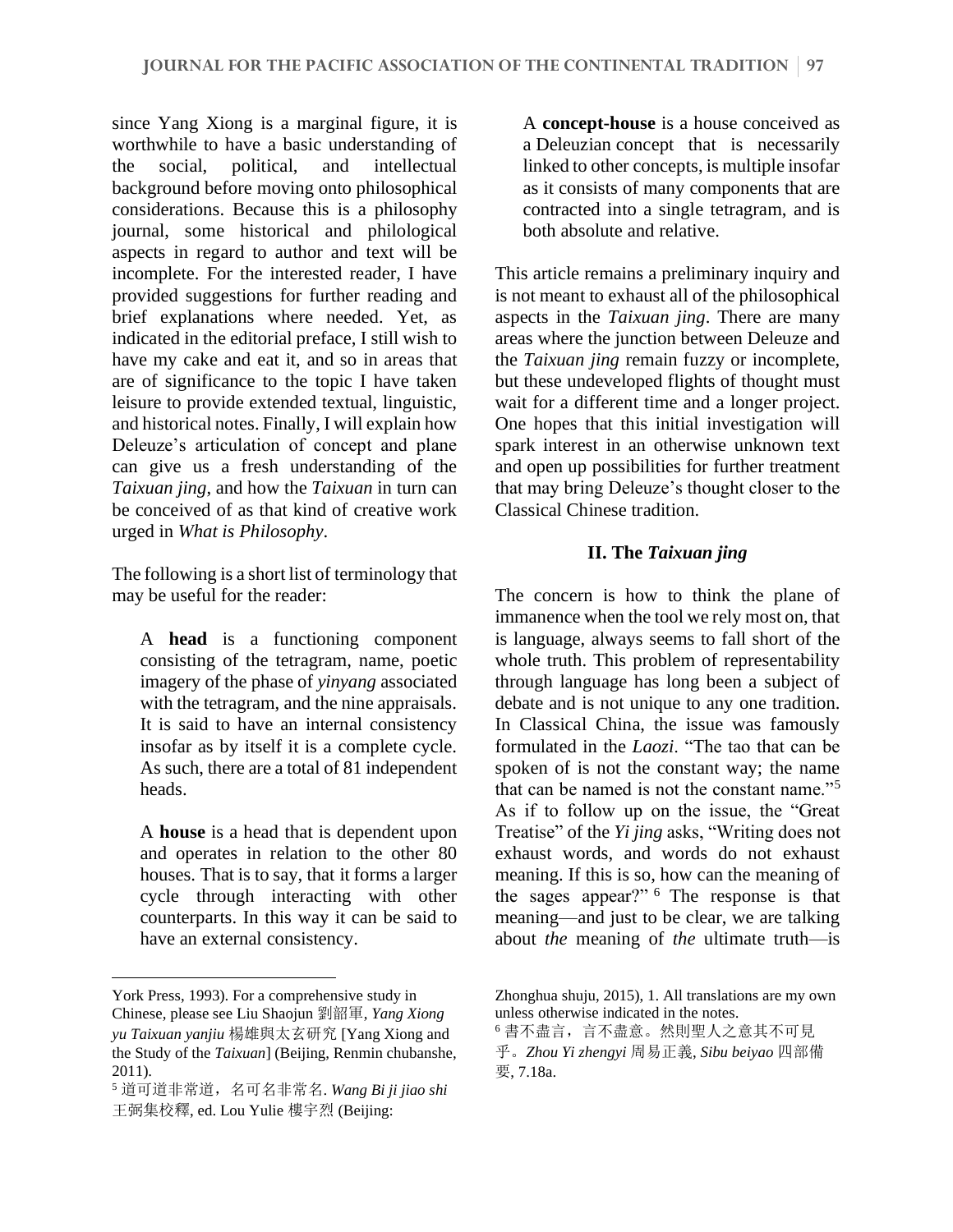since Yang Xiong is a marginal figure, it is worthwhile to have a basic understanding of the social, political, and intellectual background before moving onto philosophical considerations. Because this is a philosophy journal, some historical and philological aspects in regard to author and text will be incomplete. For the interested reader, I have provided suggestions for further reading and brief explanations where needed. Yet, as indicated in the editorial preface, I still wish to have my cake and eat it, and so in areas that are of significance to the topic I have taken leisure to provide extended textual, linguistic, and historical notes. Finally, I will explain how Deleuze's articulation of concept and plane can give us a fresh understanding of the *Taixuan jing*, and how the *Taixuan* in turn can be conceived of as that kind of creative work urged in *What is Philosophy*.

The following is a short list of terminology that may be useful for the reader:

> A **head** is a functioning component consisting of the tetragram, name, poetic imagery of the phase of *yinyang* associated with the tetragram, and the nine appraisals. It is said to have an internal consistency insofar as by itself it is a complete cycle. As such, there are a total of 81 independent heads.
>
> A **house** is a head that is dependent upon and operates in relation to the other 80 houses. That is to say, that it forms a larger cycle through interacting with other counterparts. In this way it can be said to have an external consistency.
>
> A **concept-house** is a house conceived as a Deleuzian concept that is necessarily linked to other concepts, is multiple insofar as it consists of many components that are contracted into a single tetragram, and is both absolute and relative.

This article remains a preliminary inquiry and is not meant to exhaust all of the philosophical aspects in the *Taixuan jing*. There are many areas where the junction between Deleuze and the *Taixuan jing* remain fuzzy or incomplete, but these undeveloped flights of thought must wait for a different time and a longer project. One hopes that this initial investigation will spark interest in an otherwise unknown text and open up possibilities for further treatment that may bring Deleuze's thought closer to the Classical Chinese tradition.

## II. The *Taixuan jing*

The concern is how to think the plane of immanence when the tool we rely most on, that is language, always seems to fall short of the whole truth. This problem of representability through language has long been a subject of debate and is not unique to any one tradition. In Classical China, the issue was famously formulated in the *Laozi*. "The tao that can be spoken of is not the constant way; the name that can be named is not the constant name."[5] As if to follow up on the issue, the "Great Treatise" of the *Yi jing* asks, "Writing does not exhaust words, and words do not exhaust meaning. If this is so, how can the meaning of the sages appear?"[6] The response is that meaning—and just to be clear, we are talking about *the* meaning of *the* ultimate truth—is

---

York Press, 1993). For a comprehensive study in Chinese, please see Liu Shaojun 劉韶軍, *Yang Xiong yu Taixuan yanjiu* 楊雄與太玄研究 [Yang Xiong and the Study of the *Taixuan*] (Beijing, Renmin chubanshe, 2011).

[5] 道可道非常道，名可名非常名. *Wang Bi ji jiao shi* 王弼集校釋, ed. Lou Yulie 樓宇烈 (Beijing: Zhonghua shuju, 2015), 1. All translations are my own unless otherwise indicated in the notes.

[6] 書不盡言，言不盡意。然則聖人之意其不可見乎。*Zhou Yi zhengyi* 周易正義, *Sibu beiyao* 四部備要, 7.18a.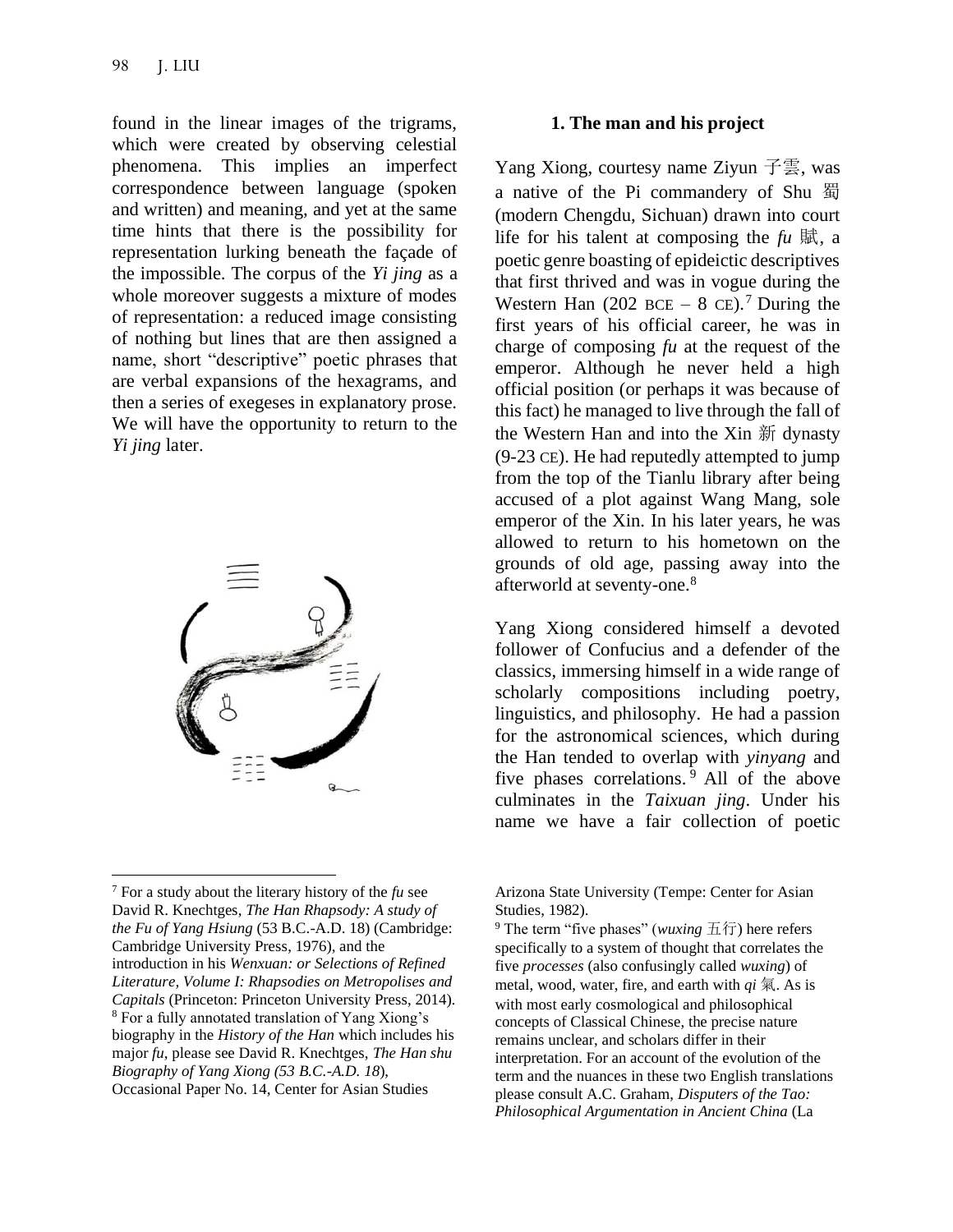found in the linear images of the trigrams, which were created by observing celestial phenomena. This implies an imperfect correspondence between language (spoken and written) and meaning, and yet at the same time hints that there is the possibility for representation lurking beneath the façade of the impossible. The corpus of the *Yi jing* as a whole moreover suggests a mixture of modes of representation: a reduced image consisting of nothing but lines that are then assigned a name, short "descriptive" poetic phrases that are verbal expansions of the hexagrams, and then a series of exegeses in explanatory prose. We will have the opportunity to return to the *Yi jing* later.

## 1. The man and his project

Yang Xiong, courtesy name Ziyun 子雲, was a native of the Pi commandery of Shu 蜀 (modern Chengdu, Sichuan) drawn into court life for his talent at composing the *fu* 賦, a poetic genre boasting of epideictic descriptives that first thrived and was in vogue during the Western Han (202 BCE – 8 CE).[7] During the first years of his official career, he was in charge of composing *fu* at the request of the emperor. Although he never held a high official position (or perhaps it was because of this fact) he managed to live through the fall of the Western Han and into the Xin 新 dynasty (9-23 CE). He had reputedly attempted to jump from the top of the Tianlu library after being accused of a plot against Wang Mang, sole emperor of the Xin. In his later years, he was allowed to return to his hometown on the grounds of old age, passing away into the afterworld at seventy-one.[8]

Yang Xiong considered himself a devoted follower of Confucius and a defender of the classics, immersing himself in a wide range of scholarly compositions including poetry, linguistics, and philosophy. He had a passion for the astronomical sciences, which during the Han tended to overlap with *yinyang* and five phases correlations.[9] All of the above culminates in the *Taixuan jing*. Under his name we have a fair collection of poetic

---

[7] For a study about the literary history of the *fu* see David R. Knechtges, *The Han Rhapsody: A study of the Fu of Yang Hsiung* (53 B.C.-A.D. 18) (Cambridge: Cambridge University Press, 1976), and the introduction in his *Wenxuan: or Selections of Refined Literature, Volume I: Rhapsodies on Metropolises and Capitals* (Princeton: Princeton University Press, 2014).

[8] For a fully annotated translation of Yang Xiong's biography in the *History of the Han* which includes his major *fu*, please see David R. Knechtges, *The Han shu Biography of Yang Xiong (53 B.C.-A.D. 18*), Occasional Paper No. 14, Center for Asian Studies Arizona State University (Tempe: Center for Asian Studies, 1982).

[9] The term "five phases" (*wuxing* 五行) here refers specifically to a system of thought that correlates the five *processes* (also confusingly called *wuxing*) of metal, wood, water, fire, and earth with *qi* 氣. As is with most early cosmological and philosophical concepts of Classical Chinese, the precise nature remains unclear, and scholars differ in their interpretation. For an account of the evolution of the term and the nuances in these two English translations please consult A.C. Graham, *Disputers of the Tao: Philosophical Argumentation in Ancient China* (La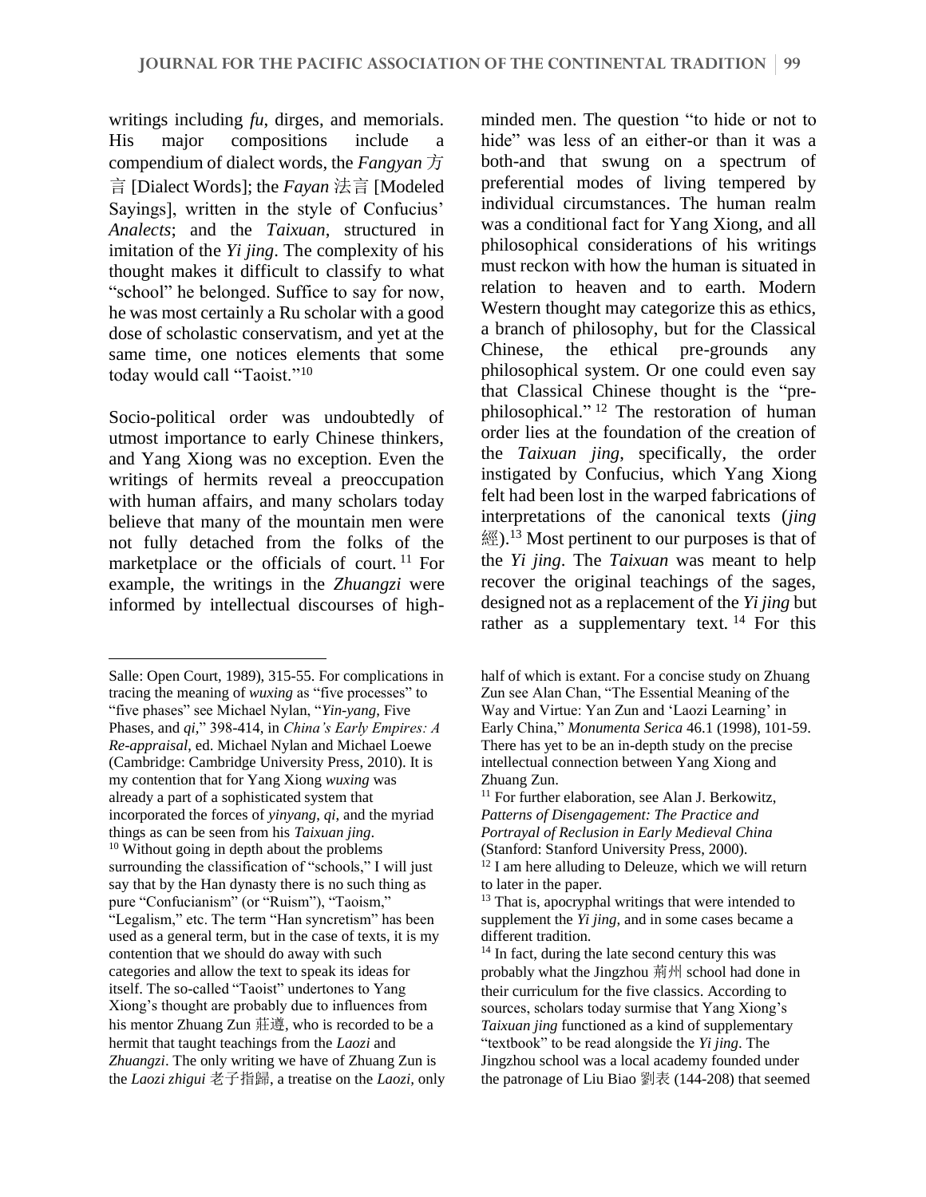writings including *fu*, dirges, and memorials. His major compositions include a compendium of dialect words, the *Fangyan* 方言 [Dialect Words]; the *Fayan* 法言 [Modeled Sayings], written in the style of Confucius' *Analects*; and the *Taixuan*, structured in imitation of the *Yi jing*. The complexity of his thought makes it difficult to classify to what "school" he belonged. Suffice to say for now, he was most certainly a Ru scholar with a good dose of scholastic conservatism, and yet at the same time, one notices elements that some today would call "Taoist."[10]

Socio-political order was undoubtedly of utmost importance to early Chinese thinkers, and Yang Xiong was no exception. Even the writings of hermits reveal a preoccupation with human affairs, and many scholars today believe that many of the mountain men were not fully detached from the folks of the marketplace or the officials of court.[11] For example, the writings in the *Zhuangzi* were informed by intellectual discourses of high-minded men. The question "to hide or not to hide" was less of an either-or than it was a both-and that swung on a spectrum of preferential modes of living tempered by individual circumstances. The human realm was a conditional fact for Yang Xiong, and all philosophical considerations of his writings must reckon with how the human is situated in relation to heaven and to earth. Modern Western thought may categorize this as ethics, a branch of philosophy, but for the Classical Chinese, the ethical pre-grounds any philosophical system. Or one could even say that Classical Chinese thought is the "pre-philosophical."[12] The restoration of human order lies at the foundation of the creation of the *Taixuan jing*, specifically, the order instigated by Confucius, which Yang Xiong felt had been lost in the warped fabrications of interpretations of the canonical texts (*jing* 經).[13] Most pertinent to our purposes is that of the *Yi jing*. The *Taixuan* was meant to help recover the original teachings of the sages, designed not as a replacement of the *Yi jing* but rather as a supplementary text.[14] For this

---

Salle: Open Court, 1989), 315-55. For complications in tracing the meaning of *wuxing* as "five processes" to "five phases" see Michael Nylan, "*Yin-yang*, Five Phases, and *qi*," 398-414, in *China's Early Empires: A Re-appraisal*, ed. Michael Nylan and Michael Loewe (Cambridge: Cambridge University Press, 2010). It is my contention that for Yang Xiong *wuxing* was already a part of a sophisticated system that incorporated the forces of *yinyang*, *qi*, and the myriad things as can be seen from his *Taixuan jing*.

[10] Without going in depth about the problems surrounding the classification of "schools," I will just say that by the Han dynasty there is no such thing as pure "Confucianism" (or "Ruism"), "Taoism," "Legalism," etc. The term "Han syncretism" has been used as a general term, but in the case of texts, it is my contention that we should do away with such categories and allow the text to speak its ideas for itself. The so-called "Taoist" undertones to Yang Xiong's thought are probably due to influences from his mentor Zhuang Zun 莊遵, who is recorded to be a hermit that taught teachings from the *Laozi* and *Zhuangzi*. The only writing we have of Zhuang Zun is the *Laozi zhigui* 老子指歸, a treatise on the *Laozi*, only half of which is extant. For a concise study on Zhuang Zun see Alan Chan, "The Essential Meaning of the Way and Virtue: Yan Zun and 'Laozi Learning' in Early China," *Monumenta Serica* 46.1 (1998), 101-59. There has yet to be an in-depth study on the precise intellectual connection between Yang Xiong and Zhuang Zun.

[11] For further elaboration, see Alan J. Berkowitz, *Patterns of Disengagement: The Practice and Portrayal of Reclusion in Early Medieval China* (Stanford: Stanford University Press, 2000).

[12] I am here alluding to Deleuze, which we will return to later in the paper.

[13] That is, apocryphal writings that were intended to supplement the *Yi jing*, and in some cases became a different tradition.

[14] In fact, during the late second century this was probably what the Jingzhou 荊州 school had done in their curriculum for the five classics. According to sources, scholars today surmise that Yang Xiong's *Taixuan jing* functioned as a kind of supplementary "textbook" to be read alongside the *Yi jing*. The Jingzhou school was a local academy founded under the patronage of Liu Biao 劉表 (144-208) that seemed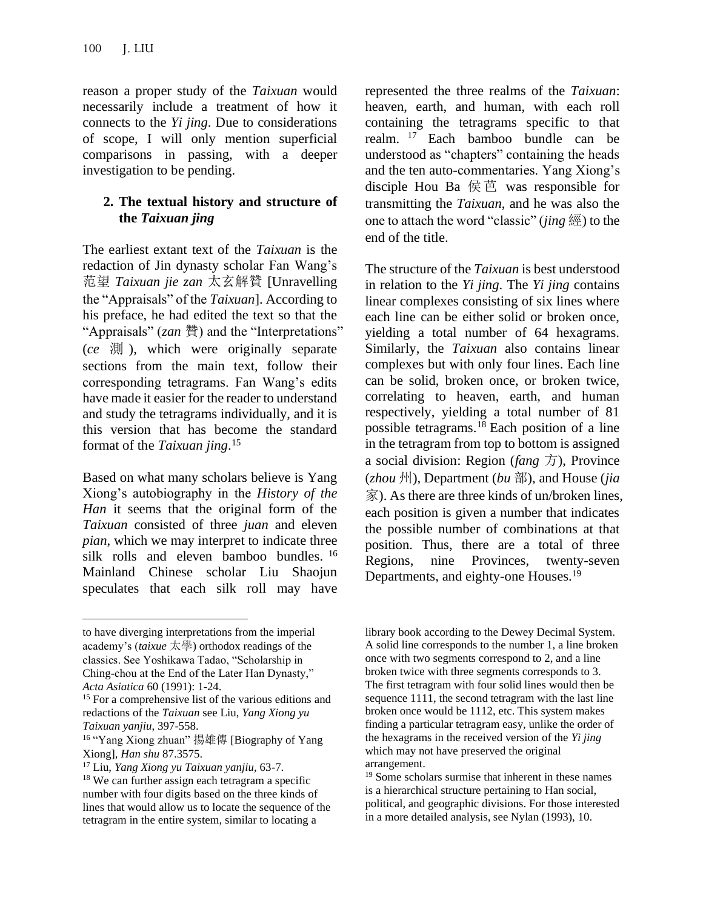reason a proper study of the *Taixuan* would necessarily include a treatment of how it connects to the *Yi jing*. Due to considerations of scope, I will only mention superficial comparisons in passing, with a deeper investigation to be pending.

## 2. The textual history and structure of the *Taixuan jing*

The earliest extant text of the *Taixuan* is the redaction of Jin dynasty scholar Fan Wang's 范望 *Taixuan jie zan* 太玄解贊 [Unravelling the "Appraisals" of the *Taixuan*]. According to his preface, he had edited the text so that the "Appraisals" (*zan* 贊) and the "Interpretations" (*ce* 測), which were originally separate sections from the main text, follow their corresponding tetragrams. Fan Wang's edits have made it easier for the reader to understand and study the tetragrams individually, and it is this version that has become the standard format of the *Taixuan jing*.[15]

Based on what many scholars believe is Yang Xiong's autobiography in the *History of the Han* it seems that the original form of the *Taixuan* consisted of three *juan* and eleven *pian*, which we may interpret to indicate three silk rolls and eleven bamboo bundles.[16] Mainland Chinese scholar Liu Shaojun speculates that each silk roll may have represented the three realms of the *Taixuan*: heaven, earth, and human, with each roll containing the tetragrams specific to that realm.[17] Each bamboo bundle can be understood as "chapters" containing the heads and the ten auto-commentaries. Yang Xiong's disciple Hou Ba 侯芭 was responsible for transmitting the *Taixuan*, and he was also the one to attach the word "classic" (*jing* 經) to the end of the title.

The structure of the *Taixuan* is best understood in relation to the *Yi jing*. The *Yi jing* contains linear complexes consisting of six lines where each line can be either solid or broken once, yielding a total number of 64 hexagrams. Similarly, the *Taixuan* also contains linear complexes but with only four lines. Each line can be solid, broken once, or broken twice, correlating to heaven, earth, and human respectively, yielding a total number of 81 possible tetragrams.[18] Each position of a line in the tetragram from top to bottom is assigned a social division: Region (*fang* 方), Province (*zhou* 州), Department (*bu* 部), and House (*jia* 家). As there are three kinds of un/broken lines, each position is given a number that indicates the possible number of combinations at that position. Thus, there are a total of three Regions, nine Provinces, twenty-seven Departments, and eighty-one Houses.[19]

---

to have diverging interpretations from the imperial academy's (*taixue* 太學) orthodox readings of the classics. See Yoshikawa Tadao, "Scholarship in Ching-chou at the End of the Later Han Dynasty," *Acta Asiatica* 60 (1991): 1-24.

[15] For a comprehensive list of the various editions and redactions of the *Taixuan* see Liu, *Yang Xiong yu Taixuan yanjiu*, 397-558.

[16] "Yang Xiong zhuan" 揚雄傳 [Biography of Yang Xiong], *Han shu* 87.3575.

[17] Liu, *Yang Xiong yu Taixuan yanjiu*, 63-7.

[18] We can further assign each tetragram a specific number with four digits based on the three kinds of lines that would allow us to locate the sequence of the tetragram in the entire system, similar to locating a library book according to the Dewey Decimal System. A solid line corresponds to the number 1, a line broken once with two segments correspond to 2, and a line broken twice with three segments corresponds to 3. The first tetragram with four solid lines would then be sequence 1111, the second tetragram with the last line broken once would be 1112, etc. This system makes finding a particular tetragram easy, unlike the order of the hexagrams in the received version of the *Yi jing* which may not have preserved the original arrangement.

[19] Some scholars surmise that inherent in these names is a hierarchical structure pertaining to Han social, political, and geographic divisions. For those interested in a more detailed analysis, see Nylan (1993), 10.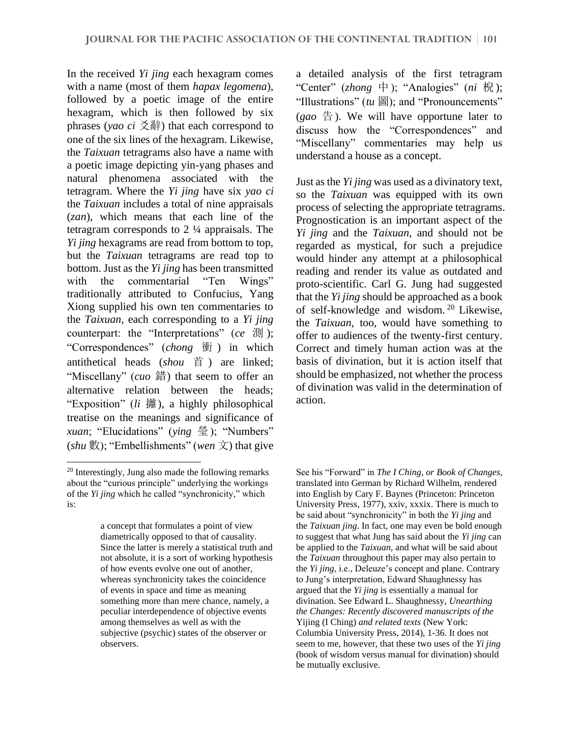In the received *Yi jing* each hexagram comes with a name (most of them *hapax legomena*), followed by a poetic image of the entire hexagram, which is then followed by six phrases (*yao ci* 爻辭) that each correspond to one of the six lines of the hexagram. Likewise, the *Taixuan* tetragrams also have a name with a poetic image depicting yin-yang phases and natural phenomena associated with the tetragram. Where the *Yi jing* have six *yao ci* the *Taixuan* includes a total of nine appraisals (*zan*), which means that each line of the tetragram corresponds to 2 ¼ appraisals. The *Yi jing* hexagrams are read from bottom to top, but the *Taixuan* tetragrams are read top to bottom. Just as the *Yi jing* has been transmitted with the commentarial "Ten Wings" traditionally attributed to Confucius, Yang Xiong supplied his own ten commentaries to the *Taixuan*, each corresponding to a *Yi jing* counterpart: the "Interpretations" (*ce* 測); "Correspondences" (*chong* 衝) in which antithetical heads (*shou* 首) are linked; "Miscellany" (*cuo* 錯) that seem to offer an alternative relation between the heads; "Exposition" (*li* 攡), a highly philosophical treatise on the meanings and significance of *xuan*; "Elucidations" (*ying* 瑩); "Numbers" (*shu* 數); "Embellishments" (*wen* 文) that give a detailed analysis of the first tetragram "Center" (*zhong* 中); "Analogies" (*ni* 梲); "Illustrations" (*tu* 圖); and "Pronouncements" (*gao* 告). We will have opportune later to discuss how the "Correspondences" and "Miscellany" commentaries may help us understand a house as a concept.

Just as the *Yi jing* was used as a divinatory text, so the *Taixuan* was equipped with its own process of selecting the appropriate tetragrams. Prognostication is an important aspect of the *Yi jing* and the *Taixuan*, and should not be regarded as mystical, for such a prejudice would hinder any attempt at a philosophical reading and render its value as outdated and proto-scientific. Carl G. Jung had suggested that the *Yi jing* should be approached as a book of self-knowledge and wisdom.[20] Likewise, the *Taixuan*, too, would have something to offer to audiences of the twenty-first century. Correct and timely human action was at the basis of divination, but it is action itself that should be emphasized, not whether the process of divination was valid in the determination of action.

---

[20] Interestingly, Jung also made the following remarks about the "curious principle" underlying the workings of the *Yi jing* which he called "synchronicity," which is:

> a concept that formulates a point of view diametrically opposed to that of causality. Since the latter is merely a statistical truth and not absolute, it is a sort of working hypothesis of how events evolve one out of another, whereas synchronicity takes the coincidence of events in space and time as meaning something more than mere chance, namely, a peculiar interdependence of objective events among themselves as well as with the subjective (psychic) states of the observer or observers.

See his "Forward" in *The I Ching, or Book of Changes*, translated into German by Richard Wilhelm, rendered into English by Cary F. Baynes (Princeton: Princeton University Press, 1977), xxiv, xxxix. There is much to be said about "synchronicity" in both the *Yi jing* and the *Taixuan jing*. In fact, one may even be bold enough to suggest that what Jung has said about the *Yi jing* can be applied to the *Taixuan*, and what will be said about the *Taixuan* throughout this paper may also pertain to the *Yi jing*, i.e., Deleuze's concept and plane. Contrary to Jung's interpretation, Edward Shaughnessy has argued that the *Yi jing* is essentially a manual for divination. See Edward L. Shaughnessy, *Unearthing the Changes: Recently discovered manuscripts of the* Yijing (I Ching) *and related texts* (New York: Columbia University Press, 2014), 1-36. It does not seem to me, however, that these two uses of the *Yi jing* (book of wisdom versus manual for divination) should be mutually exclusive.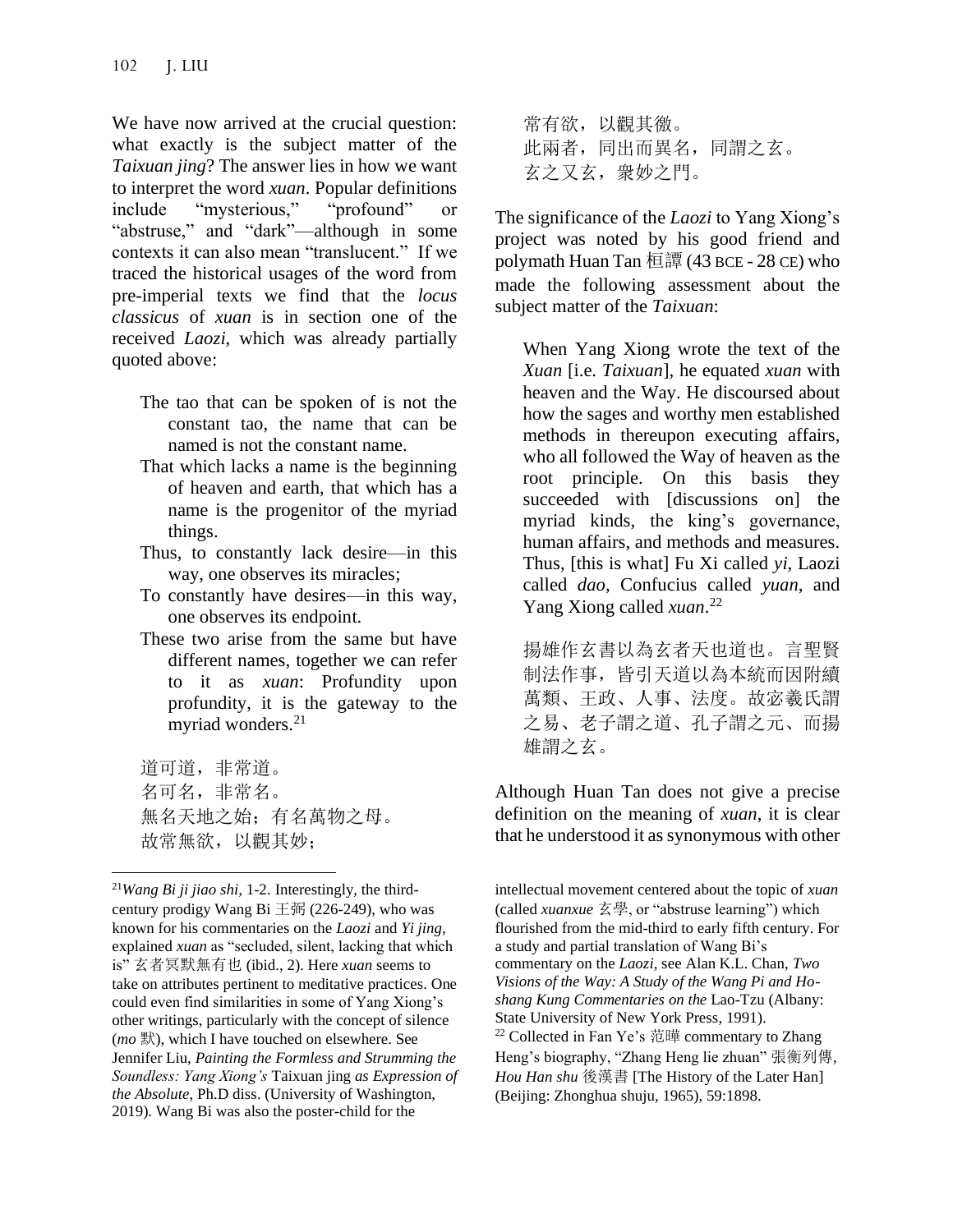We have now arrived at the crucial question: what exactly is the subject matter of the *Taixuan jing*? The answer lies in how we want to interpret the word *xuan*. Popular definitions include "mysterious," "profound" or "abstruse," and "dark"—although in some contexts it can also mean "translucent." If we traced the historical usages of the word from pre-imperial texts we find that the *locus classicus* of *xuan* is in section one of the received *Laozi*, which was already partially quoted above:

> The tao that can be spoken of is not the constant tao, the name that can be named is not the constant name.
> That which lacks a name is the beginning of heaven and earth, that which has a name is the progenitor of the myriad things.
> Thus, to constantly lack desire—in this way, one observes its miracles;
> To constantly have desires—in this way, one observes its endpoint.
> These two arise from the same but have different names, together we can refer to it as *xuan*: Profundity upon profundity, it is the gateway to the myriad wonders.[21]

> 道可道，非常道。
> 名可名，非常名。
> 無名天地之始；有名萬物之母。
> 故常無欲，以觀其妙；
> 常有欲，以觀其徼。
> 此兩者，同出而異名，同謂之玄。
> 玄之又玄，衆妙之門。

The significance of the *Laozi* to Yang Xiong's project was noted by his good friend and polymath Huan Tan 桓譚 (43 BCE - 28 CE) who made the following assessment about the subject matter of the *Taixuan*:

> When Yang Xiong wrote the text of the *Xuan* [i.e. *Taixuan*], he equated *xuan* with heaven and the Way. He discoursed about how the sages and worthy men established methods in thereupon executing affairs, who all followed the Way of heaven as the root principle. On this basis they succeeded with [discussions on] the myriad kinds, the king's governance, human affairs, and methods and measures. Thus, [this is what] Fu Xi called *yi*, Laozi called *dao*, Confucius called *yuan*, and Yang Xiong called *xuan*.[22]
>
> 揚雄作玄書以為玄者天也道也。言聖賢制法作事，皆引天道以為本統而因附續萬類、王政、人事、法度。故宓羲氏謂之易、老子謂之道、孔子謂之元、而揚雄謂之玄。

Although Huan Tan does not give a precise definition on the meaning of *xuan*, it is clear that he understood it as synonymous with other

---

[21] *Wang Bi ji jiao shi*, 1-2. Interestingly, the third-century prodigy Wang Bi 王弼 (226-249), who was known for his commentaries on the *Laozi* and *Yi jing*, explained *xuan* as "secluded, silent, lacking that which is" 玄者冥默無有也 (ibid., 2). Here *xuan* seems to take on attributes pertinent to meditative practices. One could even find similarities in some of Yang Xiong's other writings, particularly with the concept of silence (*mo* 默), which I have touched on elsewhere. See Jennifer Liu, *Painting the Formless and Strumming the Soundless: Yang Xiong's* Taixuan jing *as Expression of the Absolute*, Ph.D diss. (University of Washington, 2019). Wang Bi was also the poster-child for the intellectual movement centered about the topic of *xuan* (called *xuanxue* 玄學, or "abstruse learning") which flourished from the mid-third to early fifth century. For a study and partial translation of Wang Bi's commentary on the *Laozi*, see Alan K.L. Chan, *Two Visions of the Way: A Study of the Wang Pi and Ho-shang Kung Commentaries on the* Lao-Tzu (Albany: State University of New York Press, 1991).

[22] Collected in Fan Ye's 范曄 commentary to Zhang Heng's biography, "Zhang Heng lie zhuan" 張衡列傳, *Hou Han shu* 後漢書 [The History of the Later Han] (Beijing: Zhonghua shuju, 1965), 59:1898.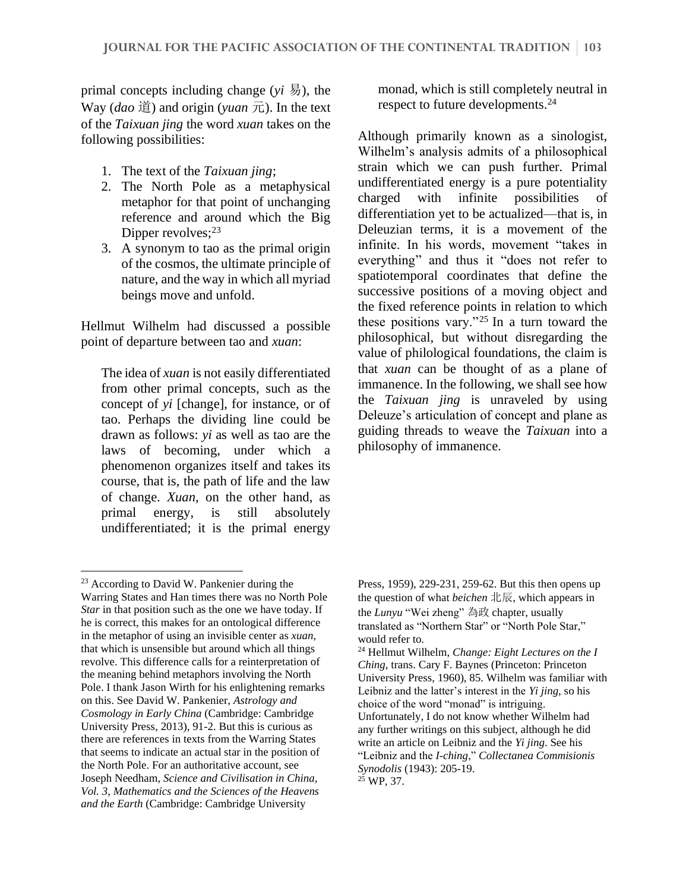primal concepts including change (*yi* 易), the Way (*dao* 道) and origin (*yuan* 元). In the text of the *Taixuan jing* the word *xuan* takes on the following possibilities:

1. The text of the *Taixuan jing*;
2. The North Pole as a metaphysical metaphor for that point of unchanging reference and around which the Big Dipper revolves;[23]
3. A synonym to tao as the primal origin of the cosmos, the ultimate principle of nature, and the way in which all myriad beings move and unfold.

Hellmut Wilhelm had discussed a possible point of departure between tao and *xuan*:

> The idea of *xuan* is not easily differentiated from other primal concepts, such as the concept of *yi* [change], for instance, or of tao. Perhaps the dividing line could be drawn as follows: *yi* as well as tao are the laws of becoming, under which a phenomenon organizes itself and takes its course, that is, the path of life and the law of change. *Xuan*, on the other hand, as primal energy, is still absolutely undifferentiated; it is the primal energy monad, which is still completely neutral in respect to future developments.[24]

Although primarily known as a sinologist, Wilhelm's analysis admits of a philosophical strain which we can push further. Primal undifferentiated energy is a pure potentiality charged with infinite possibilities of differentiation yet to be actualized—that is, in Deleuzian terms, it is a movement of the infinite. In his words, movement "takes in everything" and thus it "does not refer to spatiotemporal coordinates that define the successive positions of a moving object and the fixed reference points in relation to which these positions vary."[25] In a turn toward the philosophical, but without disregarding the value of philological foundations, the claim is that *xuan* can be thought of as a plane of immanence. In the following, we shall see how the *Taixuan jing* is unraveled by using Deleuze's articulation of concept and plane as guiding threads to weave the *Taixuan* into a philosophy of immanence.

---

[23] According to David W. Pankenier during the Warring States and Han times there was no North Pole *Star* in that position such as the one we have today. If he is correct, this makes for an ontological difference in the metaphor of using an invisible center as *xuan*, that which is unsensible but around which all things revolve. This difference calls for a reinterpretation of the meaning behind metaphors involving the North Pole. I thank Jason Wirth for his enlightening remarks on this. See David W. Pankenier, *Astrology and Cosmology in Early China* (Cambridge: Cambridge University Press, 2013), 91-2. But this is curious as there are references in texts from the Warring States that seems to indicate an actual star in the position of the North Pole. For an authoritative account, see Joseph Needham, *Science and Civilisation in China, Vol. 3, Mathematics and the Sciences of the Heavens and the Earth* (Cambridge: Cambridge University Press, 1959), 229-231, 259-62. But this then opens up the question of what *beichen* 北辰, which appears in the *Lunyu* "Wei zheng" 為政 chapter, usually translated as "Northern Star" or "North Pole Star," would refer to.

[24] Hellmut Wilhelm, *Change: Eight Lectures on the I Ching*, trans. Cary F. Baynes (Princeton: Princeton University Press, 1960), 85. Wilhelm was familiar with Leibniz and the latter's interest in the *Yi jing*, so his choice of the word "monad" is intriguing. Unfortunately, I do not know whether Wilhelm had any further writings on this subject, although he did write an article on Leibniz and the *Yi jing*. See his "Leibniz and the *I-ching*," *Collectanea Commisionis Synodolis* (1943): 205-19.

[25] WP, 37.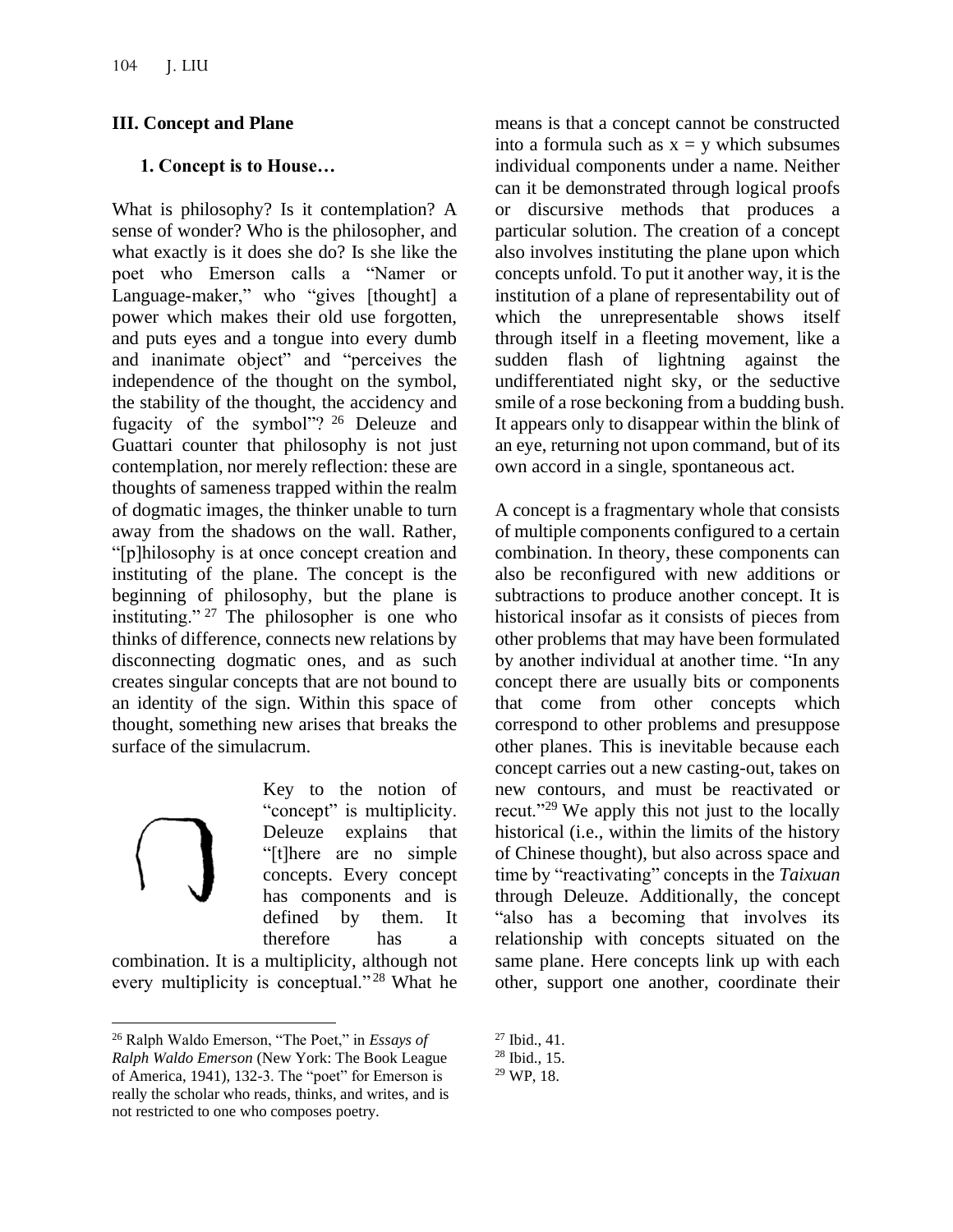## III. Concept and Plane

### 1. Concept is to House…

What is philosophy? Is it contemplation? A sense of wonder? Who is the philosopher, and what exactly is it does she do? Is she like the poet who Emerson calls a "Namer or Language-maker," who "gives [thought] a power which makes their old use forgotten, and puts eyes and a tongue into every dumb and inanimate object" and "perceives the independence of the thought on the symbol, the stability of the thought, the accidency and fugacity of the symbol"?[26] Deleuze and Guattari counter that philosophy is not just contemplation, nor merely reflection: these are thoughts of sameness trapped within the realm of dogmatic images, the thinker unable to turn away from the shadows on the wall. Rather, "[p]hilosophy is at once concept creation and instituting of the plane. The concept is the beginning of philosophy, but the plane is instituting."[27] The philosopher is one who thinks of difference, connects new relations by disconnecting dogmatic ones, and as such creates singular concepts that are not bound to an identity of the sign. Within this space of thought, something new arises that breaks the surface of the simulacrum.

Key to the notion of "concept" is multiplicity. Deleuze explains that "[t]here are no simple concepts. Every concept has components and is defined by them. It therefore has a combination. It is a multiplicity, although not every multiplicity is conceptual."[28] What he means is that a concept cannot be constructed into a formula such as x = y which subsumes individual components under a name. Neither can it be demonstrated through logical proofs or discursive methods that produces a particular solution. The creation of a concept also involves instituting the plane upon which concepts unfold. To put it another way, it is the institution of a plane of representability out of which the unrepresentable shows itself through itself in a fleeting movement, like a sudden flash of lightning against the undifferentiated night sky, or the seductive smile of a rose beckoning from a budding bush. It appears only to disappear within the blink of an eye, returning not upon command, but of its own accord in a single, spontaneous act.

A concept is a fragmentary whole that consists of multiple components configured to a certain combination. In theory, these components can also be reconfigured with new additions or subtractions to produce another concept. It is historical insofar as it consists of pieces from other problems that may have been formulated by another individual at another time. "In any concept there are usually bits or components that come from other concepts which correspond to other problems and presuppose other planes. This is inevitable because each concept carries out a new casting-out, takes on new contours, and must be reactivated or recut."[29] We apply this not just to the locally historical (i.e., within the limits of the history of Chinese thought), but also across space and time by "reactivating" concepts in the *Taixuan* through Deleuze. Additionally, the concept "also has a becoming that involves its relationship with concepts situated on the same plane. Here concepts link up with each other, support one another, coordinate their

---

[26] Ralph Waldo Emerson, "The Poet," in *Essays of Ralph Waldo Emerson* (New York: The Book League of America, 1941), 132-3. The "poet" for Emerson is really the scholar who reads, thinks, and writes, and is not restricted to one who composes poetry.

[27] Ibid., 41.

[28] Ibid., 15.

[29] WP, 18.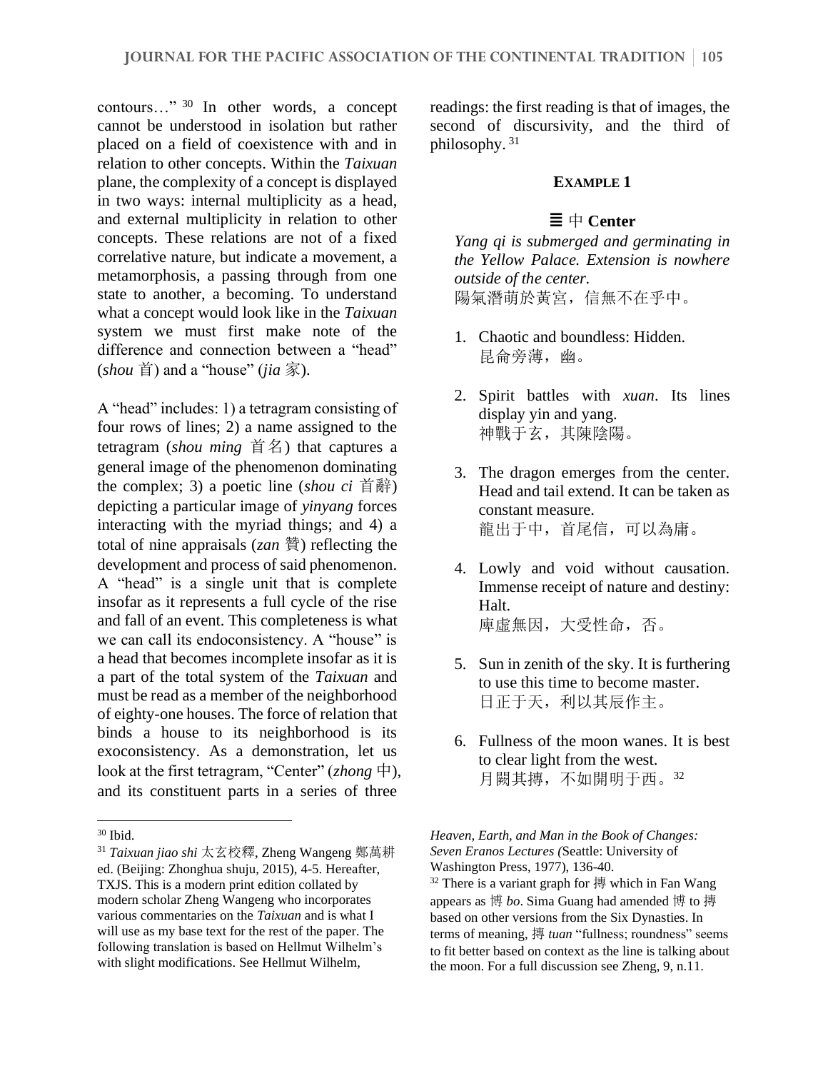contours…"[30] In other words, a concept cannot be understood in isolation but rather placed on a field of coexistence with and in relation to other concepts. Within the *Taixuan* plane, the complexity of a concept is displayed in two ways: internal multiplicity as a head, and external multiplicity in relation to other concepts. These relations are not of a fixed correlative nature, but indicate a movement, a metamorphosis, a passing through from one state to another, a becoming. To understand what a concept would look like in the *Taixuan* system we must first make note of the difference and connection between a "head" (*shou* 首) and a "house" (*jia* 家).

A "head" includes: 1) a tetragram consisting of four rows of lines; 2) a name assigned to the tetragram (*shou ming* 首名) that captures a general image of the phenomenon dominating the complex; 3) a poetic line (*shou ci* 首辭) depicting a particular image of *yinyang* forces interacting with the myriad things; and 4) a total of nine appraisals (*zan* 贊) reflecting the development and process of said phenomenon. A "head" is a single unit that is complete insofar as it represents a full cycle of the rise and fall of an event. This completeness is what we can call its endoconsistency. A "house" is a head that becomes incomplete insofar as it is a part of the total system of the *Taixuan* and must be read as a member of the neighborhood of eighty-one houses. The force of relation that binds a house to its neighborhood is its exoconsistency. As a demonstration, let us look at the first tetragram, "Center" (*zhong* 中), and its constituent parts in a series of three readings: the first reading is that of images, the second of discursivity, and the third of philosophy.[31]

**EXAMPLE 1**

**𝌆 中 Center**

*Yang qi is submerged and germinating in the Yellow Palace. Extension is nowhere outside of the center.*
陽氣潛萌於黄宮，信無不在乎中。

1. Chaotic and boundless: Hidden.
   昆侖旁薄，幽。

2. Spirit battles with *xuan*. Its lines display yin and yang.
   神戰于玄，其陳陰陽。

3. The dragon emerges from the center. Head and tail extend. It can be taken as constant measure.
   龍出于中，首尾信，可以為庸。

4. Lowly and void without causation. Immense receipt of nature and destiny: Halt.
   庳虛無因，大受性命，否。

5. Sun in zenith of the sky. It is furthering to use this time to become master.
   日正于天，利以其辰作主。

6. Fullness of the moon wanes. It is best to clear light from the west.
   月闕其摶，不如開明于西。[32]

---

[30] Ibid.

[31] *Taixuan jiao shi* 太玄校釋, Zheng Wangeng 鄭萬耕 ed. (Beijing: Zhonghua shuju, 2015), 4-5. Hereafter, TXJS. This is a modern print edition collated by modern scholar Zheng Wangeng who incorporates various commentaries on the *Taixuan* and is what I will use as my base text for the rest of the paper. The following translation is based on Hellmut Wilhelm's with slight modifications. See Hellmut Wilhelm, *Heaven, Earth, and Man in the Book of Changes: Seven Eranos Lectures (*Seattle: University of Washington Press, 1977), 136-40.

[32] There is a variant graph for 摶 which in Fan Wang appears as 博 *bo*. Sima Guang had amended 博 to 摶 based on other versions from the Six Dynasties. In terms of meaning, 摶 *tuan* "fullness; roundness" seems to fit better based on context as the line is talking about the moon. For a full discussion see Zheng, 9, n.11.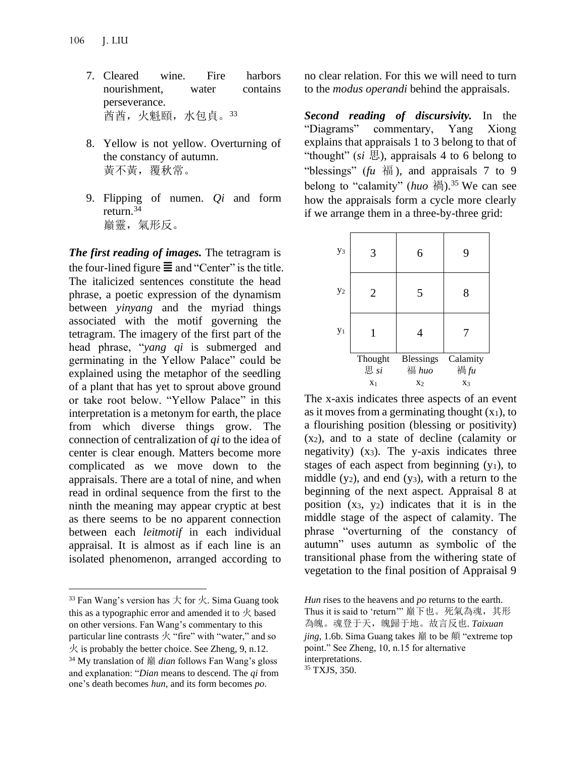7. Cleared wine. Fire harbors nourishment, water contains perseverance.
   酋酋，火魁頤，水包貞。[33]

8. Yellow is not yellow. Overturning of the constancy of autumn.
   黃不黃，覆秋常。

9. Flipping of numen. *Qi* and form return.[34]
   巔靈，氣形反。

***The first reading of images.*** The tetragram is the four-lined figure ☰ and "Center" is the title. The italicized sentences constitute the head phrase, a poetic expression of the dynamism between *yinyang* and the myriad things associated with the motif governing the tetragram. The imagery of the first part of the head phrase, "*yang qi* is submerged and germinating in the Yellow Palace" could be explained using the metaphor of the seedling of a plant that has yet to sprout above ground or take root below. "Yellow Palace" in this interpretation is a metonym for earth, the place from which diverse things grow. The connection of centralization of *qi* to the idea of center is clear enough. Matters become more complicated as we move down to the appraisals. There are a total of nine, and when read in ordinal sequence from the first to the ninth the meaning may appear cryptic at best as there seems to be no apparent connection between each *leitmotif* in each individual appraisal. It is almost as if each line is an isolated phenomenon, arranged according to no clear relation. For this we will need to turn to the *modus operandi* behind the appraisals.

***Second reading of discursivity.*** In the "Diagrams" commentary, Yang Xiong explains that appraisals 1 to 3 belong to that of "thought" (*si* 思), appraisals 4 to 6 belong to "blessings" (*fu* 福), and appraisals 7 to 9 belong to "calamity" (*huo* 禍).[35] We can see how the appraisals form a cycle more clearly if we arrange them in a three-by-three grid:

| | | | |
|---|---|---|---|
| $y_3$ | 3 | 6 | 9 |
| $y_2$ | 2 | 5 | 8 |
| $y_1$ | 1 | 4 | 7 |
| | Thought 思 *si* $x_1$ | Blessings 福 *huo* $x_2$ | Calamity 禍 *fu* $x_3$ |

The x-axis indicates three aspects of an event as it moves from a germinating thought ($x_1$), to a flourishing position (blessing or positivity) ($x_2$), and to a state of decline (calamity or negativity) ($x_3$). The y-axis indicates three stages of each aspect from beginning ($y_1$), to middle ($y_2$), and end ($y_3$), with a return to the beginning of the next aspect. Appraisal 8 at position ($x_3$, $y_2$) indicates that it is in the middle stage of the aspect of calamity. The phrase "overturning of the constancy of autumn" uses autumn as symbolic of the transitional phase from the withering state of vegetation to the final position of Appraisal 9

---

[33] Fan Wang's version has 大 for 火. Sima Guang took this as a typographic error and amended it to 火 based on other versions. Fan Wang's commentary to this particular line contrasts 火 "fire" with "water," and so 火 is probably the better choice. See Zheng, 9, n.12.

[34] My translation of 巔 *dian* follows Fan Wang's gloss and explanation: "*Dian* means to descend. The *qi* from one's death becomes *hun*, and its form becomes *po*. *Hun* rises to the heavens and *po* returns to the earth. Thus it is said to 'return'" 巔下也。死氣為魂，其形為魄。魂登于天，魄歸于地。故言反也. *Taixuan jing*, 1.6b. Sima Guang takes 巔 to be 顛 "extreme top point." See Zheng, 10, n.15 for alternative interpretations.

[35] TXJS, 350.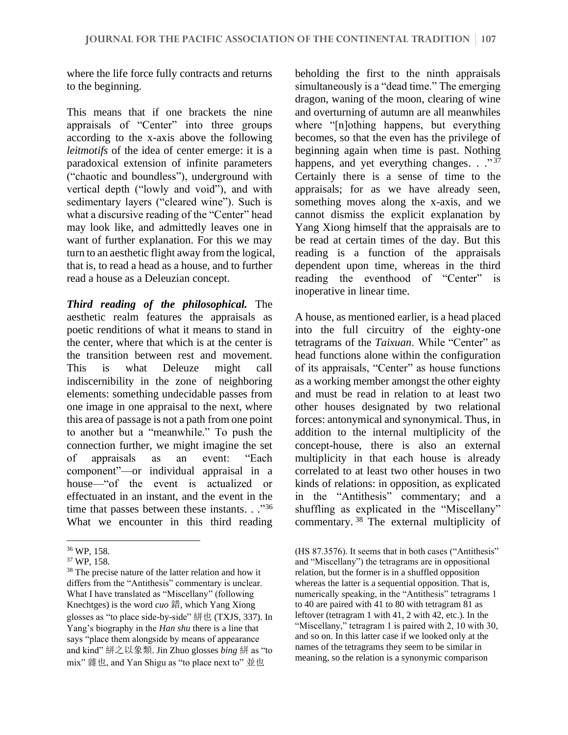where the life force fully contracts and returns to the beginning.

This means that if one brackets the nine appraisals of "Center" into three groups according to the x-axis above the following *leitmotifs* of the idea of center emerge: it is a paradoxical extension of infinite parameters ("chaotic and boundless"), underground with vertical depth ("lowly and void"), and with sedimentary layers ("cleared wine"). Such is what a discursive reading of the "Center" head may look like, and admittedly leaves one in want of further explanation. For this we may turn to an aesthetic flight away from the logical, that is, to read a head as a house, and to further read a house as a Deleuzian concept.

***Third reading of the philosophical.*** The aesthetic realm features the appraisals as poetic renditions of what it means to stand in the center, where that which is at the center is the transition between rest and movement. This is what Deleuze might call indiscernibility in the zone of neighboring elements: something undecidable passes from one image in one appraisal to the next, where this area of passage is not a path from one point to another but a "meanwhile." To push the connection further, we might imagine the set of appraisals as an event: "Each component"—or individual appraisal in a house—"of the event is actualized or effectuated in an instant, and the event in the time that passes between these instants. . ."[36] What we encounter in this third reading beholding the first to the ninth appraisals simultaneously is a "dead time." The emerging dragon, waning of the moon, clearing of wine and overturning of autumn are all meanwhiles where "[n]othing happens, but everything becomes, so that the even has the privilege of beginning again when time is past. Nothing happens, and yet everything changes. . ."[37] Certainly there is a sense of time to the appraisals; for as we have already seen, something moves along the x-axis, and we cannot dismiss the explicit explanation by Yang Xiong himself that the appraisals are to be read at certain times of the day. But this reading is a function of the appraisals dependent upon time, whereas in the third reading the eventhood of "Center" is inoperative in linear time.

A house, as mentioned earlier, is a head placed into the full circuitry of the eighty-one tetragrams of the *Taixuan*. While "Center" as head functions alone within the configuration of its appraisals, "Center" as house functions as a working member amongst the other eighty and must be read in relation to at least two other houses designated by two relational forces: antonymical and synonymical. Thus, in addition to the internal multiplicity of the concept-house, there is also an external multiplicity in that each house is already correlated to at least two other houses in two kinds of relations: in opposition, as explicated in the "Antithesis" commentary; and a shuffling as explicated in the "Miscellany" commentary.[38] The external multiplicity of

---

[36] WP, 158.

[37] WP, 158.

[38] The precise nature of the latter relation and how it differs from the "Antithesis" commentary is unclear. What I have translated as "Miscellany" (following Knechtges) is the word *cuo* 錯, which Yang Xiong glosses as "to place side-by-side" 絣也 (TXJS, 337). In Yang's biography in the *Han shu* there is a line that says "place them alongside by means of appearance and kind" 絣之以象類. Jin Zhuo glosses *bing* 絣 as "to mix" 雜也, and Yan Shigu as "to place next to" 並也 (HS 87.3576). It seems that in both cases ("Antithesis" and "Miscellany") the tetragrams are in oppositional relation, but the former is in a shuffled opposition whereas the latter is a sequential opposition. That is, numerically speaking, in the "Antithesis" tetragrams 1 to 40 are paired with 41 to 80 with tetragram 81 as leftover (tetragram 1 with 41, 2 with 42, etc.). In the "Miscellany," tetragram 1 is paired with 2, 10 with 30, and so on. In this latter case if we looked only at the names of the tetragrams they seem to be similar in meaning, so the relation is a synonymic comparison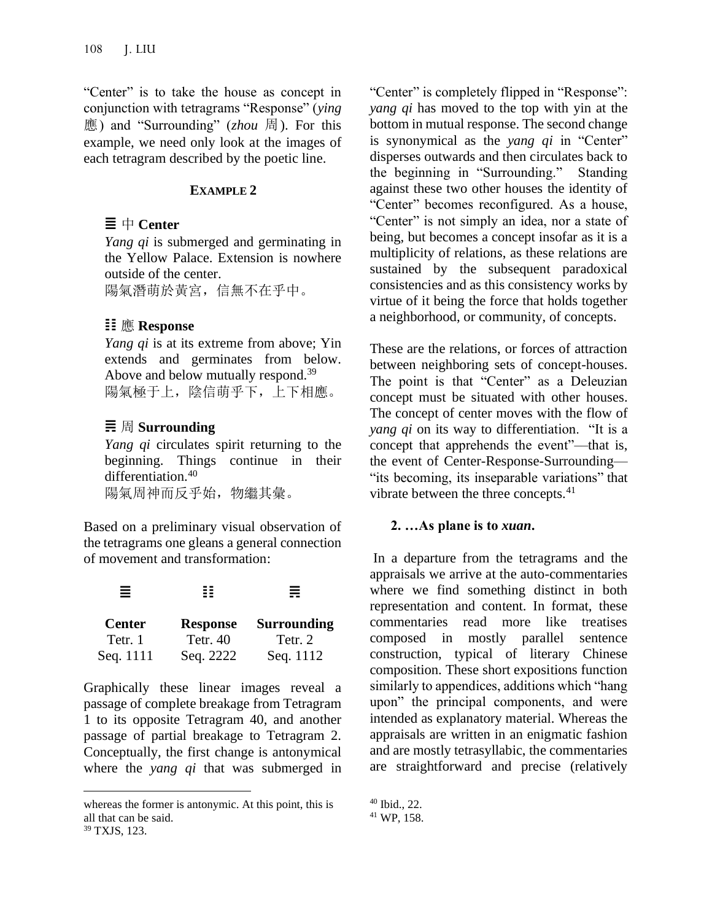"Center" is to take the house as concept in conjunction with tetragrams "Response" (*ying* 應) and "Surrounding" (*zhou* 周). For this example, we need only look at the images of each tetragram described by the poetic line.

**EXAMPLE 2**

𝌆 中 **Center**
*Yang qi* is submerged and germinating in the Yellow Palace. Extension is nowhere outside of the center.
陽氣潛萌於黄宮，信無不在乎中。

𝌭 應 **Response**
*Yang qi* is at its extreme from above; Yin extends and germinates from below. Above and below mutually respond.[39]
陽氣極于上，陰信萌乎下，上下相應。

𝌇 周 **Surrounding**
*Yang qi* circulates spirit returning to the beginning. Things continue in their differentiation.[40]
陽氣周神而反乎始，物繼其彙。

Based on a preliminary visual observation of the tetragrams one gleans a general connection of movement and transformation:

| 𝌆 | 𝌭 | 𝌇 |
|---|---|---|
| **Center** | **Response** | **Surrounding** |
| Tetr. 1 | Tetr. 40 | Tetr. 2 |
| Seq. 1111 | Seq. 2222 | Seq. 1112 |

Graphically these linear images reveal a passage of complete breakage from Tetragram 1 to its opposite Tetragram 40, and another passage of partial breakage to Tetragram 2. Conceptually, the first change is antonymical where the *yang qi* that was submerged in "Center" is completely flipped in "Response": *yang qi* has moved to the top with yin at the bottom in mutual response. The second change is synonymical as the *yang qi* in "Center" disperses outwards and then circulates back to the beginning in "Surrounding." Standing against these two other houses the identity of "Center" becomes reconfigured. As a house, "Center" is not simply an idea, nor a state of being, but becomes a concept insofar as it is a multiplicity of relations, as these relations are sustained by the subsequent paradoxical consistencies and as this consistency works by virtue of it being the force that holds together a neighborhood, or community, of concepts.

These are the relations, or forces of attraction between neighboring sets of concept-houses. The point is that "Center" as a Deleuzian concept must be situated with other houses. The concept of center moves with the flow of *yang qi* on its way to differentiation. "It is a concept that apprehends the event"—that is, the event of Center-Response-Surrounding—"its becoming, its inseparable variations" that vibrate between the three concepts.[41]

## 2. …As plane is to *xuan*.

In a departure from the tetragrams and the appraisals we arrive at the auto-commentaries where we find something distinct in both representation and content. In format, these commentaries read more like treatises composed in mostly parallel sentence construction, typical of literary Chinese composition. These short expositions function similarly to appendices, additions which "hang upon" the principal components, and were intended as explanatory material. Whereas the appraisals are written in an enigmatic fashion and are mostly tetrasyllabic, the commentaries are straightforward and precise (relatively

whereas the former is antonymic. At this point, this is all that can be said.

[39] TXJS, 123.

[40] Ibid., 22.

[41] WP, 158.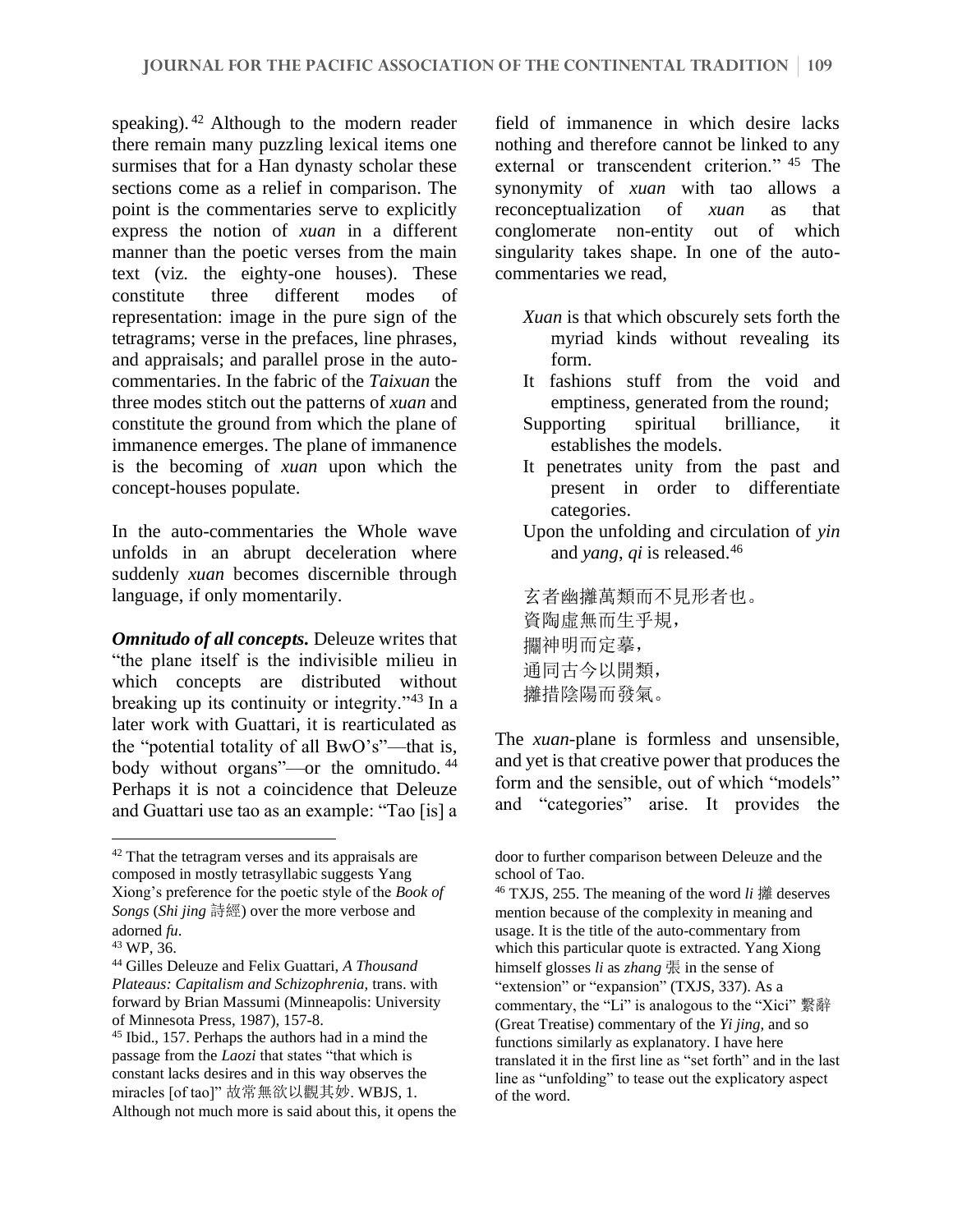speaking).[42] Although to the modern reader there remain many puzzling lexical items one surmises that for a Han dynasty scholar these sections come as a relief in comparison. The point is the commentaries serve to explicitly express the notion of *xuan* in a different manner than the poetic verses from the main text (viz. the eighty-one houses). These constitute three different modes of representation: image in the pure sign of the tetragrams; verse in the prefaces, line phrases, and appraisals; and parallel prose in the auto-commentaries. In the fabric of the *Taixuan* the three modes stitch out the patterns of *xuan* and constitute the ground from which the plane of immanence emerges. The plane of immanence is the becoming of *xuan* upon which the concept-houses populate.

In the auto-commentaries the Whole wave unfolds in an abrupt deceleration where suddenly *xuan* becomes discernible through language, if only momentarily.

***Omnitudo of all concepts.*** Deleuze writes that "the plane itself is the indivisible milieu in which concepts are distributed without breaking up its continuity or integrity."[43] In a later work with Guattari, it is rearticulated as the "potential totality of all BwO's"—that is, body without organs"—or the omnitudo.[44] Perhaps it is not a coincidence that Deleuze and Guattari use tao as an example: "Tao [is] a field of immanence in which desire lacks nothing and therefore cannot be linked to any external or transcendent criterion."[45] The synonymity of *xuan* with tao allows a reconceptualization of *xuan* as that conglomerate non-entity out of which singularity takes shape. In one of the auto-commentaries we read,

> *Xuan* is that which obscurely sets forth the myriad kinds without revealing its form.
> It fashions stuff from the void and emptiness, generated from the round;
> Supporting spiritual brilliance, it establishes the models.
> It penetrates unity from the past and present in order to differentiate categories.
> Upon the unfolding and circulation of *yin* and *yang*, *qi* is released.[46]
>
> 玄者幽攡萬類而不見形者也。
> 資陶虛無而生乎規，
> 攔神明而定摹，
> 通同古今以開類，
> 攡措陰陽而發氣。

The *xuan*-plane is formless and unsensible, and yet is that creative power that produces the form and the sensible, out of which "models" and "categories" arise. It provides the

---

[42] That the tetragram verses and its appraisals are composed in mostly tetrasyllabic suggests Yang Xiong's preference for the poetic style of the *Book of Songs* (*Shi jing* 詩經) over the more verbose and adorned *fu*.

[43] WP, 36.

[44] Gilles Deleuze and Felix Guattari, *A Thousand Plateaus: Capitalism and Schizophrenia*, trans. with forward by Brian Massumi (Minneapolis: University of Minnesota Press, 1987), 157-8.

[45] Ibid., 157. Perhaps the authors had in a mind the passage from the *Laozi* that states "that which is constant lacks desires and in this way observes the miracles [of tao]" 故常無欲以觀其妙. WBJS, 1. Although not much more is said about this, it opens the door to further comparison between Deleuze and the school of Tao.

[46] TXJS, 255. The meaning of the word *li* 攡 deserves mention because of the complexity in meaning and usage. It is the title of the auto-commentary from which this particular quote is extracted. Yang Xiong himself glosses *li* as *zhang* 張 in the sense of "extension" or "expansion" (TXJS, 337). As a commentary, the "Li" is analogous to the "Xici" 繫辭 (Great Treatise) commentary of the *Yi jing*, and so functions similarly as explanatory. I have here translated it in the first line as "set forth" and in the last line as "unfolding" to tease out the explicatory aspect of the word.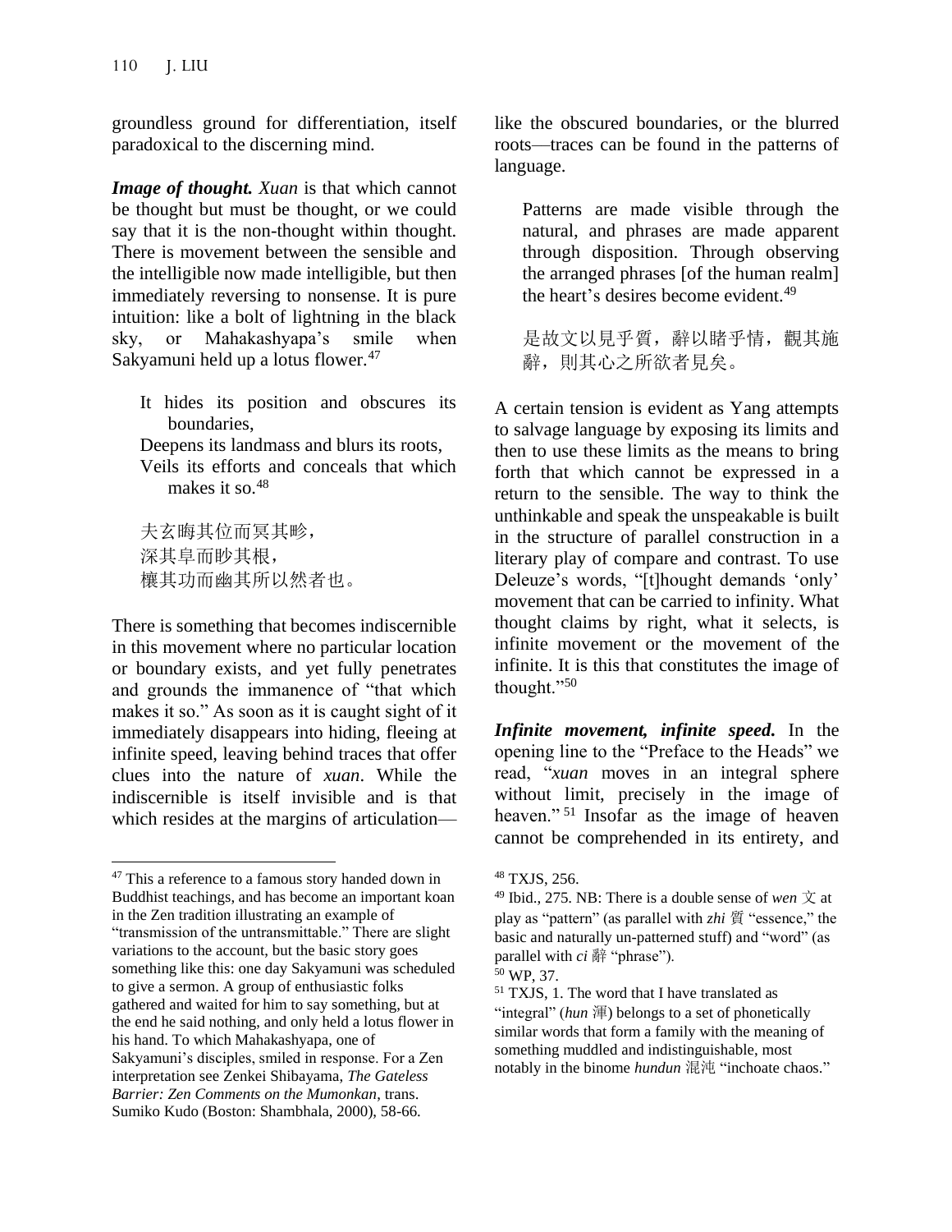groundless ground for differentiation, itself paradoxical to the discerning mind.

***Image of thought.*** *Xuan* is that which cannot be thought but must be thought, or we could say that it is the non-thought within thought. There is movement between the sensible and the intelligible now made intelligible, but then immediately reversing to nonsense. It is pure intuition: like a bolt of lightning in the black sky, or Mahakashyapa's smile when Sakyamuni held up a lotus flower.[47]

> It hides its position and obscures its boundaries,
> Deepens its landmass and blurs its roots,
> Veils its efforts and conceals that which makes it so.[48]
>
> 夫玄晦其位而冥其畛，
> 深其阜而眇其根，
> 欀其功而幽其所以然者也。

There is something that becomes indiscernible in this movement where no particular location or boundary exists, and yet fully penetrates and grounds the immanence of "that which makes it so." As soon as it is caught sight of it immediately disappears into hiding, fleeing at infinite speed, leaving behind traces that offer clues into the nature of *xuan*. While the indiscernible is itself invisible and is that which resides at the margins of articulation—like the obscured boundaries, or the blurred roots—traces can be found in the patterns of language.

> Patterns are made visible through the natural, and phrases are made apparent through disposition. Through observing the arranged phrases [of the human realm] the heart's desires become evident.[49]
>
> 是故文以見乎質，辭以睹乎情，觀其施辭，則其心之所欲者見矣。

A certain tension is evident as Yang attempts to salvage language by exposing its limits and then to use these limits as the means to bring forth that which cannot be expressed in a return to the sensible. The way to think the unthinkable and speak the unspeakable is built in the structure of parallel construction in a literary play of compare and contrast. To use Deleuze's words, "[t]hought demands 'only' movement that can be carried to infinity. What thought claims by right, what it selects, is infinite movement or the movement of the infinite. It is this that constitutes the image of thought."[50]

***Infinite movement, infinite speed.*** In the opening line to the "Preface to the Heads" we read, "*xuan* moves in an integral sphere without limit, precisely in the image of heaven."[51] Insofar as the image of heaven cannot be comprehended in its entirety, and

---

[47] This a reference to a famous story handed down in Buddhist teachings, and has become an important koan in the Zen tradition illustrating an example of "transmission of the untransmittable." There are slight variations to the account, but the basic story goes something like this: one day Sakyamuni was scheduled to give a sermon. A group of enthusiastic folks gathered and waited for him to say something, but at the end he said nothing, and only held a lotus flower in his hand. To which Mahakashyapa, one of Sakyamuni's disciples, smiled in response. For a Zen interpretation see Zenkei Shibayama, *The Gateless Barrier: Zen Comments on the Mumonkan*, trans. Sumiko Kudo (Boston: Shambhala, 2000), 58-66.

[48] TXJS, 256.

[49] Ibid., 275. NB: There is a double sense of *wen* 文 at play as "pattern" (as parallel with *zhi* 質 "essence," the basic and naturally un-patterned stuff) and "word" (as parallel with *ci* 辭 "phrase").

[50] WP, 37.

[51] TXJS, 1. The word that I have translated as "integral" (*hun* 渾) belongs to a set of phonetically similar words that form a family with the meaning of something muddled and indistinguishable, most notably in the binome *hundun* 混沌 "inchoate chaos."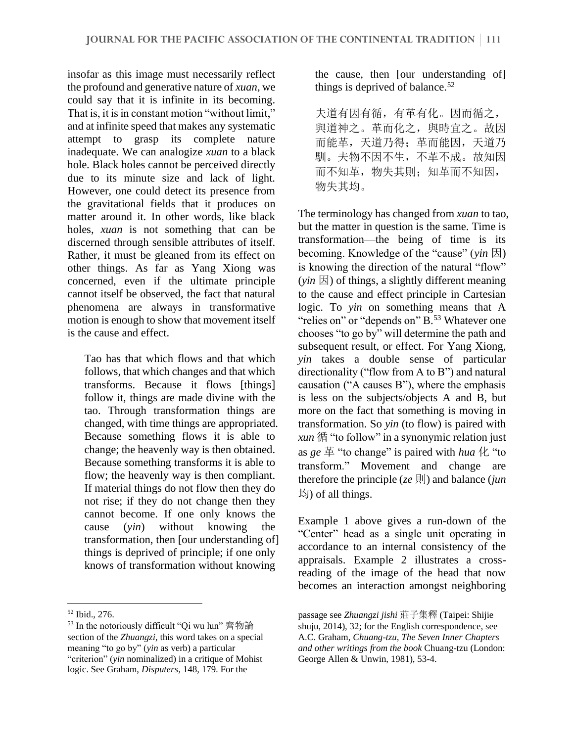insofar as this image must necessarily reflect the profound and generative nature of *xuan*, we could say that it is infinite in its becoming. That is, it is in constant motion "without limit," and at infinite speed that makes any systematic attempt to grasp its complete nature inadequate. We can analogize *xuan* to a black hole. Black holes cannot be perceived directly due to its minute size and lack of light. However, one could detect its presence from the gravitational fields that it produces on matter around it. In other words, like black holes, *xuan* is not something that can be discerned through sensible attributes of itself. Rather, it must be gleaned from its effect on other things. As far as Yang Xiong was concerned, even if the ultimate principle cannot itself be observed, the fact that natural phenomena are always in transformative motion is enough to show that movement itself is the cause and effect.

> Tao has that which flows and that which follows, that which changes and that which transforms. Because it flows [things] follow it, things are made divine with the tao. Through transformation things are changed, with time things are appropriated. Because something flows it is able to change; the heavenly way is then obtained. Because something transforms it is able to flow; the heavenly way is then compliant. If material things do not flow then they do not rise; if they do not change then they cannot become. If one only knows the cause (*yin*) without knowing the transformation, then [our understanding of] things is deprived of principle; if one only knows of transformation without knowing the cause, then [our understanding of] things is deprived of balance.[52]
>
> 夫道有因有循，有革有化。因而循之，與道神之。革而化之，與時宜之。故因而能革，天道乃得；革而能因，天道乃馴。夫物不因不生，不革不成。故知因而不知革，物失其則；知革而不知因，物失其均。

The terminology has changed from *xuan* to tao, but the matter in question is the same. Time is transformation—the being of time is its becoming. Knowledge of the "cause" (*yin* 因) is knowing the direction of the natural "flow" (*yin* 因) of things, a slightly different meaning to the cause and effect principle in Cartesian logic. To *yin* on something means that A "relies on" or "depends on" B.[53] Whatever one chooses "to go by" will determine the path and subsequent result, or effect. For Yang Xiong, *yin* takes a double sense of particular directionality ("flow from A to B") and natural causation ("A causes B"), where the emphasis is less on the subjects/objects A and B, but more on the fact that something is moving in transformation. So *yin* (to flow) is paired with *xun* 循 "to follow" in a synonymic relation just as *ge* 革 "to change" is paired with *hua* 化 "to transform." Movement and change are therefore the principle (*ze* 則) and balance (*jun* 均) of all things.

Example 1 above gives a run-down of the "Center" head as a single unit operating in accordance to an internal consistency of the appraisals. Example 2 illustrates a cross-reading of the image of the head that now becomes an interaction amongst neighboring

---

[52] Ibid., 276.

[53] In the notoriously difficult "Qi wu lun" 齊物論 section of the *Zhuangzi*, this word takes on a special meaning "to go by" (*yin* as verb) a particular "criterion" (*yin* nominalized) in a critique of Mohist logic. See Graham, *Disputers*, 148, 179. For the passage see *Zhuangzi jishi* 莊子集釋 (Taipei: Shijie shuju, 2014), 32; for the English correspondence, see A.C. Graham, *Chuang-tzu, The Seven Inner Chapters and other writings from the book* Chuang-tzu (London: George Allen & Unwin, 1981), 53-4.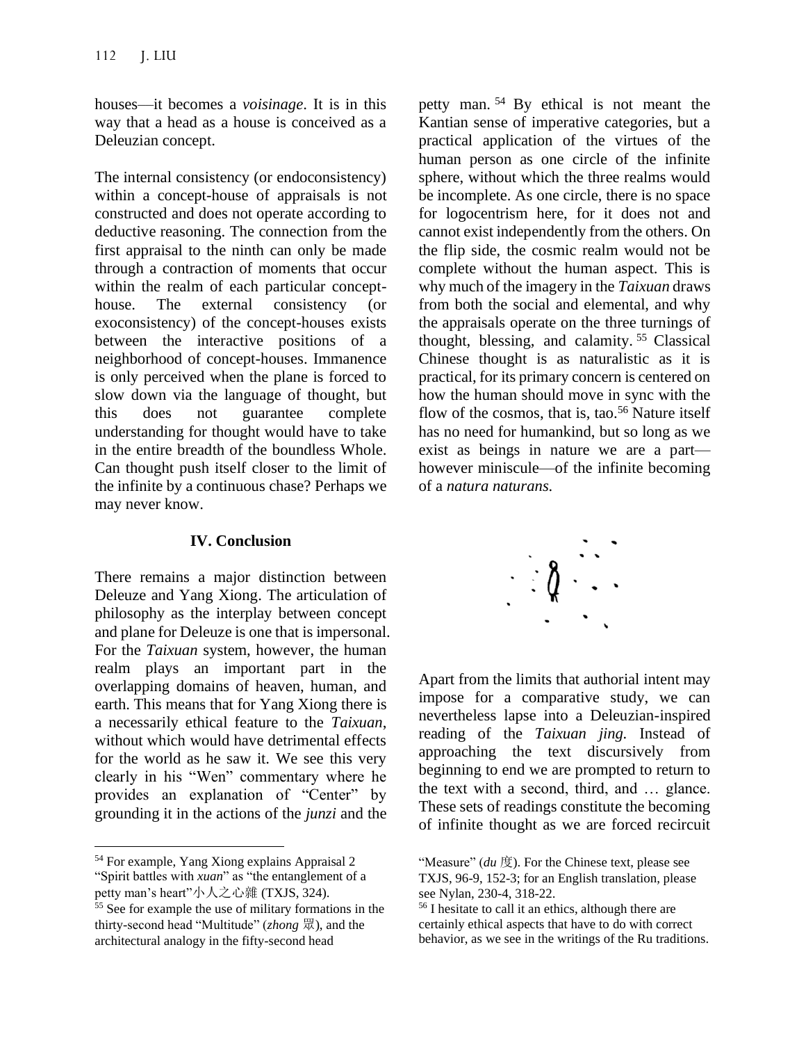houses—it becomes a *voisinage*. It is in this way that a head as a house is conceived as a Deleuzian concept.

The internal consistency (or endoconsistency) within a concept-house of appraisals is not constructed and does not operate according to deductive reasoning. The connection from the first appraisal to the ninth can only be made through a contraction of moments that occur within the realm of each particular concept-house. The external consistency (or exoconsistency) of the concept-houses exists between the interactive positions of a neighborhood of concept-houses. Immanence is only perceived when the plane is forced to slow down via the language of thought, but this does not guarantee complete understanding for thought would have to take in the entire breadth of the boundless Whole. Can thought push itself closer to the limit of the infinite by a continuous chase? Perhaps we may never know.

## IV. Conclusion

There remains a major distinction between Deleuze and Yang Xiong. The articulation of philosophy as the interplay between concept and plane for Deleuze is one that is impersonal. For the *Taixuan* system, however, the human realm plays an important part in the overlapping domains of heaven, human, and earth. This means that for Yang Xiong there is a necessarily ethical feature to the *Taixuan*, without which would have detrimental effects for the world as he saw it. We see this very clearly in his "Wen" commentary where he provides an explanation of "Center" by grounding it in the actions of the *junzi* and the petty man.[54] By ethical is not meant the Kantian sense of imperative categories, but a practical application of the virtues of the human person as one circle of the infinite sphere, without which the three realms would be incomplete. As one circle, there is no space for logocentrism here, for it does not and cannot exist independently from the others. On the flip side, the cosmic realm would not be complete without the human aspect. This is why much of the imagery in the *Taixuan* draws from both the social and elemental, and why the appraisals operate on the three turnings of thought, blessing, and calamity.[55] Classical Chinese thought is as naturalistic as it is practical, for its primary concern is centered on how the human should move in sync with the flow of the cosmos, that is, tao.[56] Nature itself has no need for humankind, but so long as we exist as beings in nature we are a part—however miniscule—of the infinite becoming of a *natura naturans*.

Apart from the limits that authorial intent may impose for a comparative study, we can nevertheless lapse into a Deleuzian-inspired reading of the *Taixuan jing*. Instead of approaching the text discursively from beginning to end we are prompted to return to the text with a second, third, and … glance. These sets of readings constitute the becoming of infinite thought as we are forced recircuit

---

[54] For example, Yang Xiong explains Appraisal 2 "Spirit battles with *xuan*" as "the entanglement of a petty man's heart"小人之心雜 (TXJS, 324).

[55] See for example the use of military formations in the thirty-second head "Multitude" (*zhong* 眾), and the architectural analogy in the fifty-second head "Measure" (*du* 度). For the Chinese text, please see TXJS, 96-9, 152-3; for an English translation, please see Nylan, 230-4, 318-22.

[56] I hesitate to call it an ethics, although there are certainly ethical aspects that have to do with correct behavior, as we see in the writings of the Ru traditions.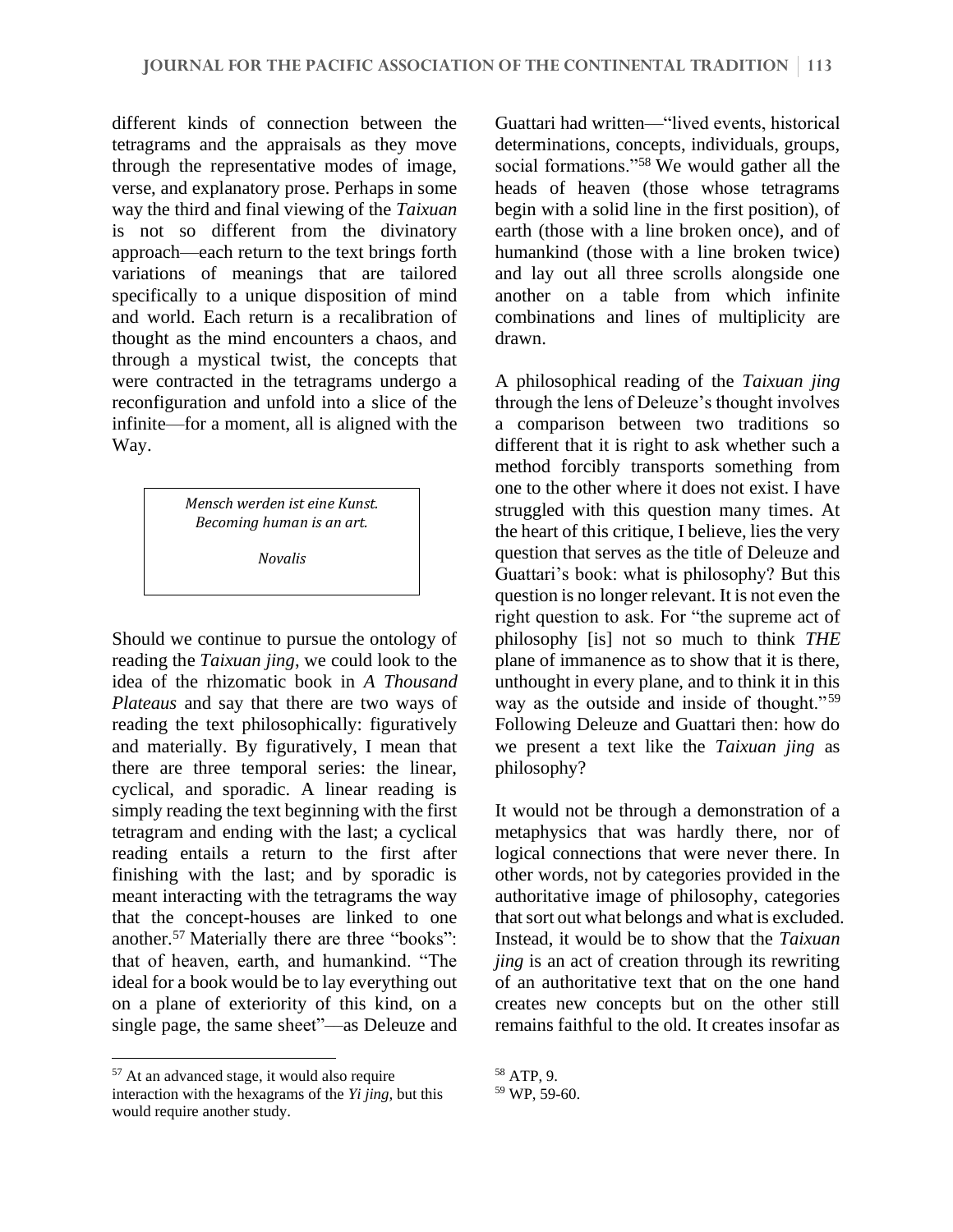different kinds of connection between the tetragrams and the appraisals as they move through the representative modes of image, verse, and explanatory prose. Perhaps in some way the third and final viewing of the *Taixuan* is not so different from the divinatory approach—each return to the text brings forth variations of meanings that are tailored specifically to a unique disposition of mind and world. Each return is a recalibration of thought as the mind encounters a chaos, and through a mystical twist, the concepts that were contracted in the tetragrams undergo a reconfiguration and unfold into a slice of the infinite—for a moment, all is aligned with the Way.

> *Mensch werden ist eine Kunst.*
> *Becoming human is an art.*
>
> *Novalis*

Should we continue to pursue the ontology of reading the *Taixuan jing*, we could look to the idea of the rhizomatic book in *A Thousand Plateaus* and say that there are two ways of reading the text philosophically: figuratively and materially. By figuratively, I mean that there are three temporal series: the linear, cyclical, and sporadic. A linear reading is simply reading the text beginning with the first tetragram and ending with the last; a cyclical reading entails a return to the first after finishing with the last; and by sporadic is meant interacting with the tetragrams the way that the concept-houses are linked to one another.[57] Materially there are three "books": that of heaven, earth, and humankind. "The ideal for a book would be to lay everything out on a plane of exteriority of this kind, on a single page, the same sheet"—as Deleuze and Guattari had written—"lived events, historical determinations, concepts, individuals, groups, social formations."[58] We would gather all the heads of heaven (those whose tetragrams begin with a solid line in the first position), of earth (those with a line broken once), and of humankind (those with a line broken twice) and lay out all three scrolls alongside one another on a table from which infinite combinations and lines of multiplicity are drawn.

A philosophical reading of the *Taixuan jing* through the lens of Deleuze's thought involves a comparison between two traditions so different that it is right to ask whether such a method forcibly transports something from one to the other where it does not exist. I have struggled with this question many times. At the heart of this critique, I believe, lies the very question that serves as the title of Deleuze and Guattari's book: what is philosophy? But this question is no longer relevant. It is not even the right question to ask. For "the supreme act of philosophy [is] not so much to think *THE* plane of immanence as to show that it is there, unthought in every plane, and to think it in this way as the outside and inside of thought."[59] Following Deleuze and Guattari then: how do we present a text like the *Taixuan jing* as philosophy?

It would not be through a demonstration of a metaphysics that was hardly there, nor of logical connections that were never there. In other words, not by categories provided in the authoritative image of philosophy, categories that sort out what belongs and what is excluded. Instead, it would be to show that the *Taixuan jing* is an act of creation through its rewriting of an authoritative text that on the one hand creates new concepts but on the other still remains faithful to the old. It creates insofar as

---

[57] At an advanced stage, it would also require interaction with the hexagrams of the *Yi jing*, but this would require another study.

[58] ATP, 9.

[59] WP, 59-60.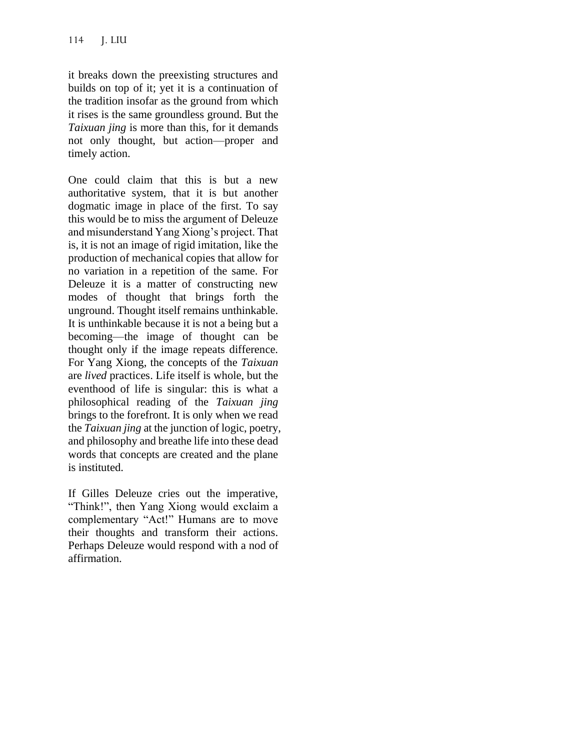it breaks down the preexisting structures and builds on top of it; yet it is a continuation of the tradition insofar as the ground from which it rises is the same groundless ground. But the *Taixuan jing* is more than this, for it demands not only thought, but action—proper and timely action.

One could claim that this is but a new authoritative system, that it is but another dogmatic image in place of the first. To say this would be to miss the argument of Deleuze and misunderstand Yang Xiong's project. That is, it is not an image of rigid imitation, like the production of mechanical copies that allow for no variation in a repetition of the same. For Deleuze it is a matter of constructing new modes of thought that brings forth the unground. Thought itself remains unthinkable. It is unthinkable because it is not a being but a becoming—the image of thought can be thought only if the image repeats difference. For Yang Xiong, the concepts of the *Taixuan* are *lived* practices. Life itself is whole, but the eventhood of life is singular: this is what a philosophical reading of the *Taixuan jing* brings to the forefront. It is only when we read the *Taixuan jing* at the junction of logic, poetry, and philosophy and breathe life into these dead words that concepts are created and the plane is instituted.

If Gilles Deleuze cries out the imperative, "Think!", then Yang Xiong would exclaim a complementary "Act!" Humans are to move their thoughts and transform their actions. Perhaps Deleuze would respond with a nod of affirmation.